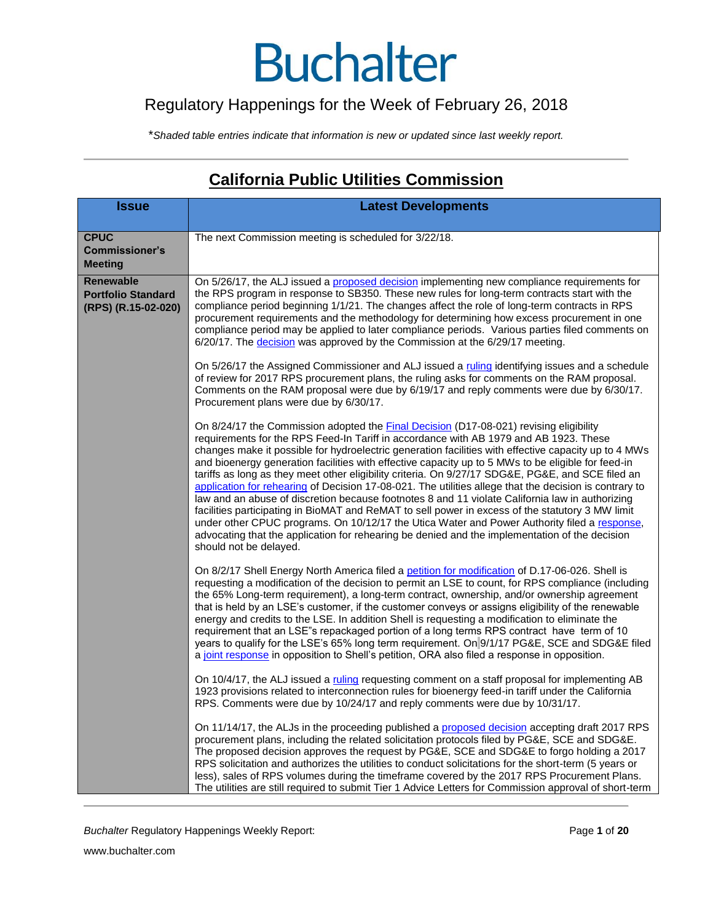# Buchalter

Regulatory Happenings for the Week of February 26, 2018

*\*Shaded table entries indicate that information is new or updated since last weekly report.*

## California Public Utilities Commission

| Issue | Latest Developments |
|---|---|
| **CPUC Commissioner's Meeting** | The next Commission meeting is scheduled for 3/22/18. |
| **Renewable Portfolio Standard (RPS) (R.15-02-020)** | On 5/26/17, the ALJ issued a proposed decision implementing new compliance requirements for the RPS program in response to SB350. These new rules for long-term contracts start with the compliance period beginning 1/1/21. The changes affect the role of long-term contracts in RPS procurement requirements and the methodology for determining how excess procurement in one compliance period may be applied to later compliance periods. Various parties filed comments on 6/20/17. The decision was approved by the Commission at the 6/29/17 meeting.<br><br>On 5/26/17 the Assigned Commissioner and ALJ issued a ruling identifying issues and a schedule of review for 2017 RPS procurement plans, the ruling asks for comments on the RAM proposal. Comments on the RAM proposal were due by 6/19/17 and reply comments were due by 6/30/17. Procurement plans were due by 6/30/17.<br><br>On 8/24/17 the Commission adopted the Final Decision (D17-08-021) revising eligibility requirements for the RPS Feed-In Tariff in accordance with AB 1979 and AB 1923. These changes make it possible for hydroelectric generation facilities with effective capacity up to 4 MWs and bioenergy generation facilities with effective capacity up to 5 MWs to be eligible for feed-in tariffs as long as they meet other eligibility criteria. On 9/27/17 SDG&E, PG&E, and SCE filed an application for rehearing of Decision 17-08-021. The utilities allege that the decision is contrary to law and an abuse of discretion because footnotes 8 and 11 violate California law in authorizing facilities participating in BioMAT and ReMAT to sell power in excess of the statutory 3 MW limit under other CPUC programs. On 10/12/17 the Utica Water and Power Authority filed a response, advocating that the application for rehearing be denied and the implementation of the decision should not be delayed.<br><br>On 8/2/17 Shell Energy North America filed a petition for modification of D.17-06-026. Shell is requesting a modification of the decision to permit an LSE to count, for RPS compliance (including the 65% Long-term requirement), a long-term contract, ownership, and/or ownership agreement that is held by an LSE's customer, if the customer conveys or assigns eligibility of the renewable energy and credits to the LSE. In addition Shell is requesting a modification to eliminate the requirement that an LSE"s repackaged portion of a long terms RPS contract have term of 10 years to qualify for the LSE's 65% long term requirement. On 9/1/17 PG&E, SCE and SDG&E filed a joint response in opposition to Shell's petition, ORA also filed a response in opposition.<br><br>On 10/4/17, the ALJ issued a ruling requesting comment on a staff proposal for implementing AB 1923 provisions related to interconnection rules for bioenergy feed-in tariff under the California RPS. Comments were due by 10/24/17 and reply comments were due by 10/31/17.<br><br>On 11/14/17, the ALJs in the proceeding published a proposed decision accepting draft 2017 RPS procurement plans, including the related solicitation protocols filed by PG&E, SCE and SDG&E. The proposed decision approves the request by PG&E, SCE and SDG&E to forgo holding a 2017 RPS solicitation and authorizes the utilities to conduct solicitations for the short-term (5 years or less), sales of RPS volumes during the timeframe covered by the 2017 RPS Procurement Plans. The utilities are still required to submit Tier 1 Advice Letters for Commission approval of short-term |

*Buchalter* Regulatory Happenings Weekly Report:

www.buchalter.com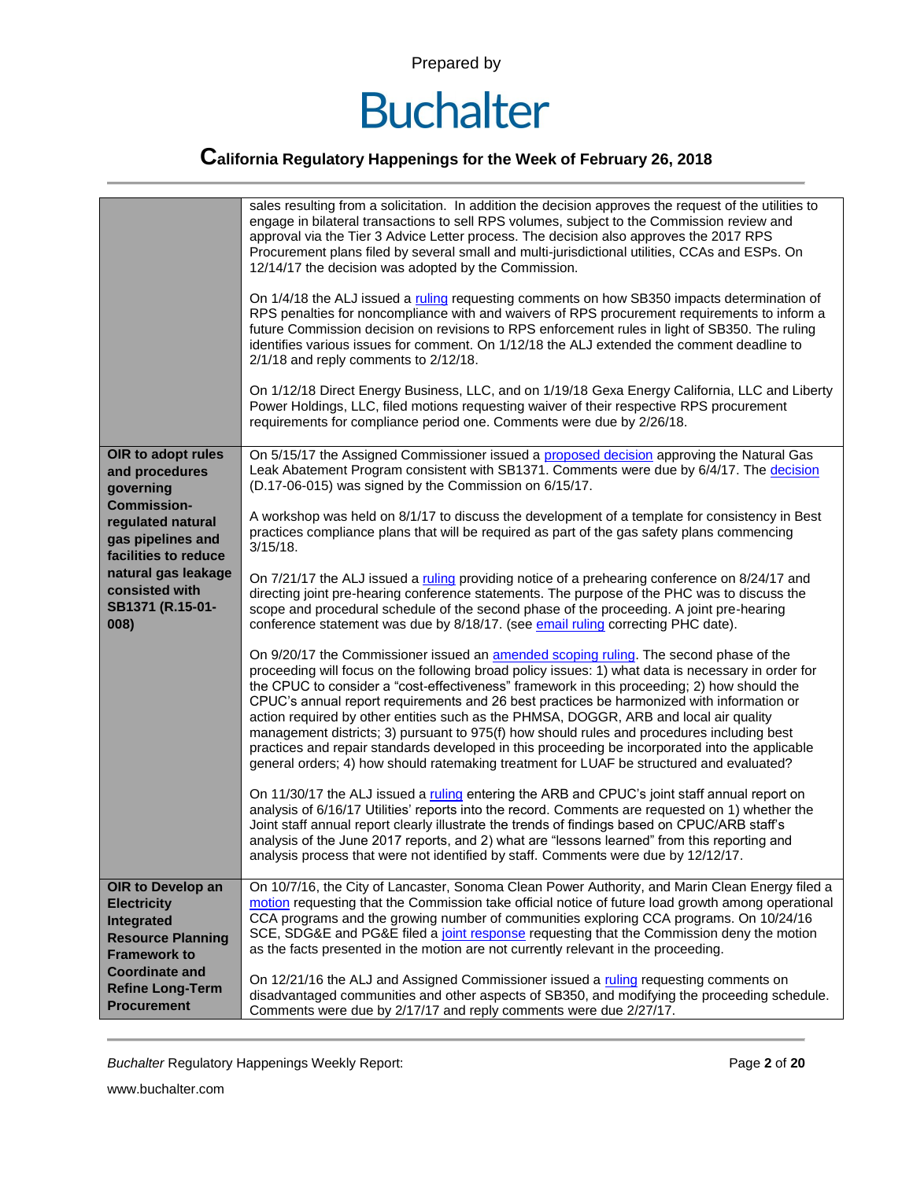| | |
|---|---|
| | sales resulting from a solicitation. In addition the decision approves the request of the utilities to engage in bilateral transactions to sell RPS volumes, subject to the Commission review and approval via the Tier 3 Advice Letter process. The decision also approves the 2017 RPS Procurement plans filed by several small and multi-jurisdictional utilities, CCAs and ESPs. On 12/14/17 the decision was adopted by the Commission.<br><br>On 1/4/18 the ALJ issued a ruling requesting comments on how SB350 impacts determination of RPS penalties for noncompliance with and waivers of RPS procurement requirements to inform a future Commission decision on revisions to RPS enforcement rules in light of SB350. The ruling identifies various issues for comment. On 1/12/18 the ALJ extended the comment deadline to 2/1/18 and reply comments to 2/12/18.<br><br>On 1/12/18 Direct Energy Business, LLC, and on 1/19/18 Gexa Energy California, LLC and Liberty Power Holdings, LLC, filed motions requesting waiver of their respective RPS procurement requirements for compliance period one. Comments were due by 2/26/18. |
| **OIR to adopt rules and procedures governing Commission-regulated natural gas pipelines and facilities to reduce natural gas leakage consisted with SB1371 (R.15-01-008)** | On 5/15/17 the Assigned Commissioner issued a proposed decision approving the Natural Gas Leak Abatement Program consistent with SB1371. Comments were due by 6/4/17. The decision (D.17-06-015) was signed by the Commission on 6/15/17.<br><br>A workshop was held on 8/1/17 to discuss the development of a template for consistency in Best practices compliance plans that will be required as part of the gas safety plans commencing 3/15/18.<br><br>On 7/21/17 the ALJ issued a ruling providing notice of a prehearing conference on 8/24/17 and directing joint pre-hearing conference statements. The purpose of the PHC was to discuss the scope and procedural schedule of the second phase of the proceeding. A joint pre-hearing conference statement was due by 8/18/17. (see email ruling correcting PHC date).<br><br>On 9/20/17 the Commissioner issued an amended scoping ruling. The second phase of the proceeding will focus on the following broad policy issues: 1) what data is necessary in order for the CPUC to consider a "cost-effectiveness" framework in this proceeding; 2) how should the CPUC's annual report requirements and 26 best practices be harmonized with information or action required by other entities such as the PHMSA, DOGGR, ARB and local air quality management districts; 3) pursuant to 975(f) how should rules and procedures including best practices and repair standards developed in this proceeding be incorporated into the applicable general orders; 4) how should ratemaking treatment for LUAF be structured and evaluated?<br><br>On 11/30/17 the ALJ issued a ruling entering the ARB and CPUC's joint staff annual report on analysis of 6/16/17 Utilities' reports into the record. Comments are requested on 1) whether the Joint staff annual report clearly illustrate the trends of findings based on CPUC/ARB staff's analysis of the June 2017 reports, and 2) what are "lessons learned" from this reporting and analysis process that were not identified by staff. Comments were due by 12/12/17. |
| **OIR to Develop an Electricity Integrated Resource Planning Framework to Coordinate and Refine Long-Term Procurement** | On 10/7/16, the City of Lancaster, Sonoma Clean Power Authority, and Marin Clean Energy filed a motion requesting that the Commission take official notice of future load growth among operational CCA programs and the growing number of communities exploring CCA programs. On 10/24/16 SCE, SDG&E and PG&E filed a joint response requesting that the Commission deny the motion as the facts presented in the motion are not currently relevant in the proceeding.<br><br>On 12/21/16 the ALJ and Assigned Commissioner issued a ruling requesting comments on disadvantaged communities and other aspects of SB350, and modifying the proceeding schedule. Comments were due by 2/17/17 and reply comments were due 2/27/17. |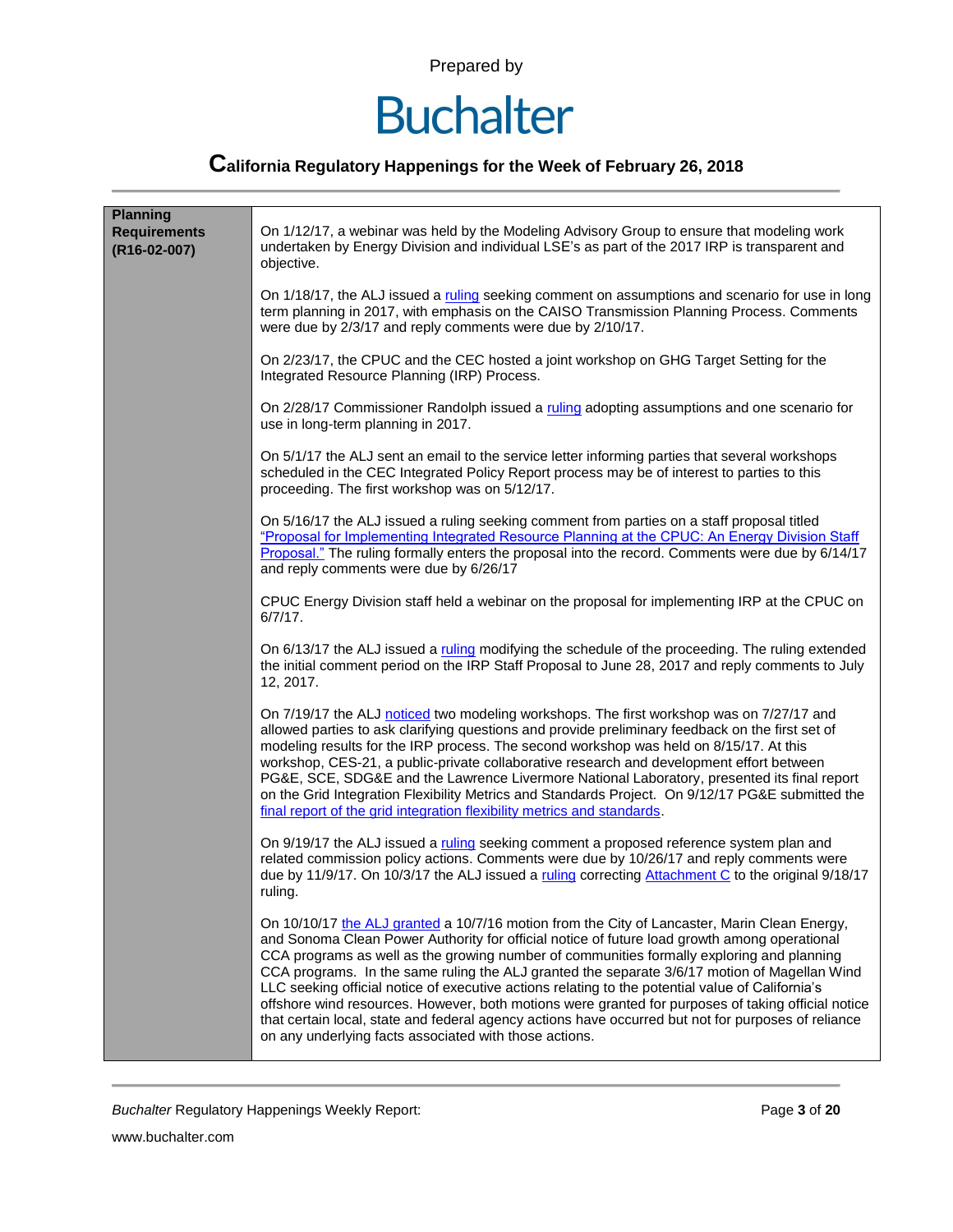| Planning Requirements (R16-02-007) | On 1/12/17, a webinar was held by the Modeling Advisory Group to ensure that modeling work undertaken by Energy Division and individual LSE's as part of the 2017 IRP is transparent and objective.<br><br>On 1/18/17, the ALJ issued a ruling seeking comment on assumptions and scenario for use in long term planning in 2017, with emphasis on the CAISO Transmission Planning Process. Comments were due by 2/3/17 and reply comments were due by 2/10/17.<br><br>On 2/23/17, the CPUC and the CEC hosted a joint workshop on GHG Target Setting for the Integrated Resource Planning (IRP) Process.<br><br>On 2/28/17 Commissioner Randolph issued a ruling adopting assumptions and one scenario for use in long-term planning in 2017.<br><br>On 5/1/17 the ALJ sent an email to the service letter informing parties that several workshops scheduled in the CEC Integrated Policy Report process may be of interest to parties to this proceeding. The first workshop was on 5/12/17.<br><br>On 5/16/17 the ALJ issued a ruling seeking comment from parties on a staff proposal titled "Proposal for Implementing Integrated Resource Planning at the CPUC: An Energy Division Staff Proposal." The ruling formally enters the proposal into the record. Comments were due by 6/14/17 and reply comments were due by 6/26/17<br><br>CPUC Energy Division staff held a webinar on the proposal for implementing IRP at the CPUC on 6/7/17.<br><br>On 6/13/17 the ALJ issued a ruling modifying the schedule of the proceeding. The ruling extended the initial comment period on the IRP Staff Proposal to June 28, 2017 and reply comments to July 12, 2017.<br><br>On 7/19/17 the ALJ noticed two modeling workshops. The first workshop was on 7/27/17 and allowed parties to ask clarifying questions and provide preliminary feedback on the first set of modeling results for the IRP process. The second workshop was held on 8/15/17. At this workshop, CES-21, a public-private collaborative research and development effort between PG&E, SCE, SDG&E and the Lawrence Livermore National Laboratory, presented its final report on the Grid Integration Flexibility Metrics and Standards Project. On 9/12/17 PG&E submitted the final report of the grid integration flexibility metrics and standards.<br><br>On 9/19/17 the ALJ issued a ruling seeking comment a proposed reference system plan and related commission policy actions. Comments were due by 10/26/17 and reply comments were due by 11/9/17. On 10/3/17 the ALJ issued a ruling correcting Attachment C to the original 9/18/17 ruling.<br><br>On 10/10/17 the ALJ granted a 10/7/16 motion from the City of Lancaster, Marin Clean Energy, and Sonoma Clean Power Authority for official notice of future load growth among operational CCA programs as well as the growing number of communities formally exploring and planning CCA programs. In the same ruling the ALJ granted the separate 3/6/17 motion of Magellan Wind LLC seeking official notice of executive actions relating to the potential value of California's offshore wind resources. However, both motions were granted for purposes of taking official notice that certain local, state and federal agency actions have occurred but not for purposes of reliance on any underlying facts associated with those actions. |
|---|---|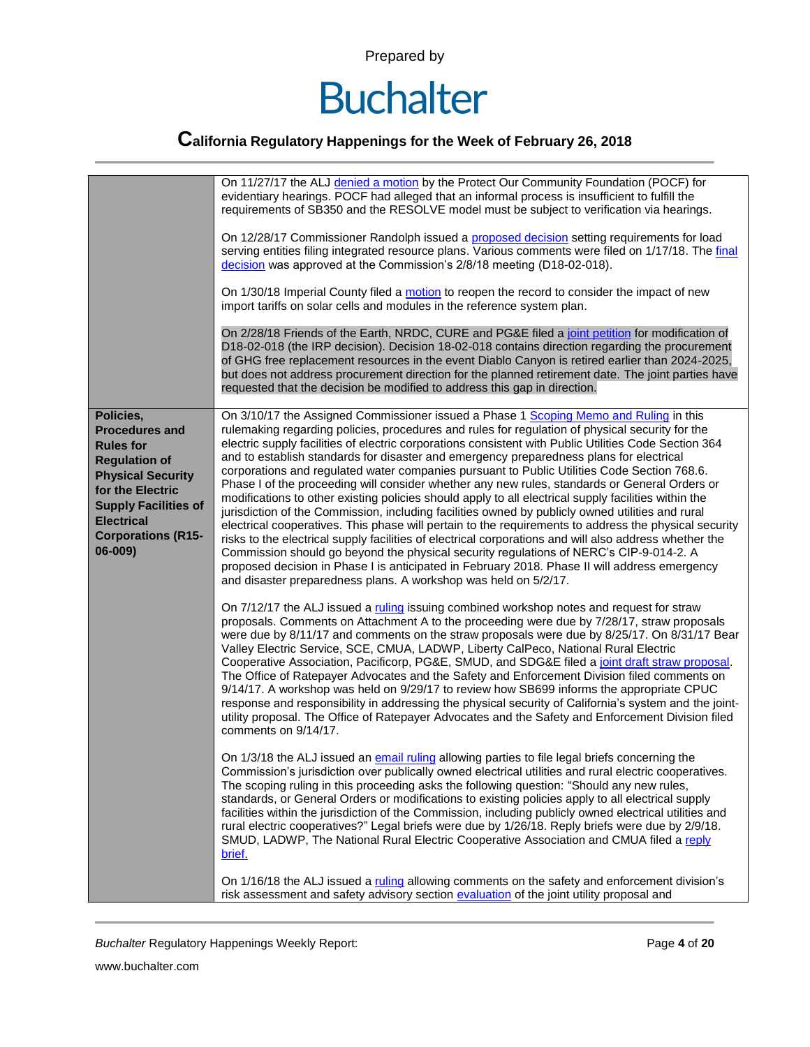| | |
|---|---|
| | On 11/27/17 the ALJ denied a motion by the Protect Our Community Foundation (POCF) for evidentiary hearings. POCF had alleged that an informal process is insufficient to fulfill the requirements of SB350 and the RESOLVE model must be subject to verification via hearings.<br><br>On 12/28/17 Commissioner Randolph issued a proposed decision setting requirements for load serving entities filing integrated resource plans. Various comments were filed on 1/17/18. The final decision was approved at the Commission's 2/8/18 meeting (D18-02-018).<br><br>On 1/30/18 Imperial County filed a motion to reopen the record to consider the impact of new import tariffs on solar cells and modules in the reference system plan.<br><br>On 2/28/18 Friends of the Earth, NRDC, CURE and PG&E filed a joint petition for modification of D18-02-018 (the IRP decision). Decision 18-02-018 contains direction regarding the procurement of GHG free replacement resources in the event Diablo Canyon is retired earlier than 2024-2025, but does not address procurement direction for the planned retirement date. The joint parties have requested that the decision be modified to address this gap in direction. |
| **Policies, Procedures and Rules for Regulation of Physical Security for the Electric Supply Facilities of Electrical Corporations (R15-06-009)** | On 3/10/17 the Assigned Commissioner issued a Phase 1 Scoping Memo and Ruling in this rulemaking regarding policies, procedures and rules for regulation of physical security for the electric supply facilities of electric corporations consistent with Public Utilities Code Section 364 and to establish standards for disaster and emergency preparedness plans for electrical corporations and regulated water companies pursuant to Public Utilities Code Section 768.6. Phase I of the proceeding will consider whether any new rules, standards or General Orders or modifications to other existing policies should apply to all electrical supply facilities within the jurisdiction of the Commission, including facilities owned by publicly owned utilities and rural electrical cooperatives. This phase will pertain to the requirements to address the physical security risks to the electrical supply facilities of electrical corporations and will also address whether the Commission should go beyond the physical security regulations of NERC's CIP-9-014-2. A proposed decision in Phase I is anticipated in February 2018. Phase II will address emergency and disaster preparedness plans. A workshop was held on 5/2/17.<br><br>On 7/12/17 the ALJ issued a ruling issuing combined workshop notes and request for straw proposals. Comments on Attachment A to the proceeding were due by 7/28/17, straw proposals were due by 8/11/17 and comments on the straw proposals were due by 8/25/17. On 8/31/17 Bear Valley Electric Service, SCE, CMUA, LADWP, Liberty CalPeco, National Rural Electric Cooperative Association, Pacificorp, PG&E, SMUD, and SDG&E filed a joint draft straw proposal. The Office of Ratepayer Advocates and the Safety and Enforcement Division filed comments on 9/14/17. A workshop was held on 9/29/17 to review how SB699 informs the appropriate CPUC response and responsibility in addressing the physical security of California's system and the joint-utility proposal. The Office of Ratepayer Advocates and the Safety and Enforcement Division filed comments on 9/14/17.<br><br>On 1/3/18 the ALJ issued an email ruling allowing parties to file legal briefs concerning the Commission's jurisdiction over publically owned electrical utilities and rural electric cooperatives. The scoping ruling in this proceeding asks the following question: "Should any new rules, standards, or General Orders or modifications to existing policies apply to all electrical supply facilities within the jurisdiction of the Commission, including publicly owned electrical utilities and rural electric cooperatives?" Legal briefs were due by 1/26/18. Reply briefs were due by 2/9/18. SMUD, LADWP, The National Rural Electric Cooperative Association and CMUA filed a reply brief.<br><br>On 1/16/18 the ALJ issued a ruling allowing comments on the safety and enforcement division's risk assessment and safety advisory section evaluation of the joint utility proposal and |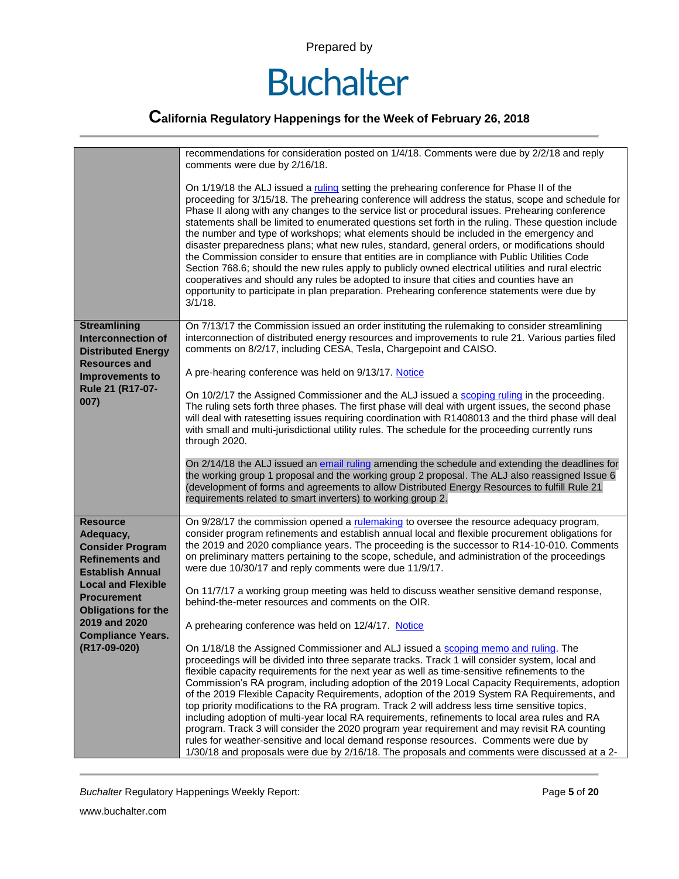| | |
|---|---|
| | recommendations for consideration posted on 1/4/18. Comments were due by 2/2/18 and reply comments were due by 2/16/18.<br><br>On 1/19/18 the ALJ issued a ruling setting the prehearing conference for Phase II of the proceeding for 3/15/18. The prehearing conference will address the status, scope and schedule for Phase II along with any changes to the service list or procedural issues. Prehearing conference statements shall be limited to enumerated questions set forth in the ruling. These question include the number and type of workshops; what elements should be included in the emergency and disaster preparedness plans; what new rules, standard, general orders, or modifications should the Commission consider to ensure that entities are in compliance with Public Utilities Code Section 768.6; should the new rules apply to publicly owned electrical utilities and rural electric cooperatives and should any rules be adopted to insure that cities and counties have an opportunity to participate in plan preparation. Prehearing conference statements were due by 3/1/18. |
| **Streamlining Interconnection of Distributed Energy Resources and Improvements to Rule 21 (R17-07-007)** | On 7/13/17 the Commission issued an order instituting the rulemaking to consider streamlining interconnection of distributed energy resources and improvements to rule 21. Various parties filed comments on 8/2/17, including CESA, Tesla, Chargepoint and CAISO.<br><br>A pre-hearing conference was held on 9/13/17. Notice<br><br>On 10/2/17 the Assigned Commissioner and the ALJ issued a scoping ruling in the proceeding. The ruling sets forth three phases. The first phase will deal with urgent issues, the second phase will deal with ratesetting issues requiring coordination with R1408013 and the third phase will deal with small and multi-jurisdictional utility rules. The schedule for the proceeding currently runs through 2020.<br><br>On 2/14/18 the ALJ issued an email ruling amending the schedule and extending the deadlines for the working group 1 proposal and the working group 2 proposal. The ALJ also reassigned Issue 6 (development of forms and agreements to allow Distributed Energy Resources to fulfill Rule 21 requirements related to smart inverters) to working group 2. |
| **Resource Adequacy, Consider Program Refinements and Establish Annual Local and Flexible Procurement Obligations for the 2019 and 2020 Compliance Years. (R17-09-020)** | On 9/28/17 the commission opened a rulemaking to oversee the resource adequacy program, consider program refinements and establish annual local and flexible procurement obligations for the 2019 and 2020 compliance years. The proceeding is the successor to R14-10-010. Comments on preliminary matters pertaining to the scope, schedule, and administration of the proceedings were due 10/30/17 and reply comments were due 11/9/17.<br><br>On 11/7/17 a working group meeting was held to discuss weather sensitive demand response, behind-the-meter resources and comments on the OIR.<br><br>A prehearing conference was held on 12/4/17. Notice<br><br>On 1/18/18 the Assigned Commissioner and ALJ issued a scoping memo and ruling. The proceedings will be divided into three separate tracks. Track 1 will consider system, local and flexible capacity requirements for the next year as well as time-sensitive refinements to the Commission's RA program, including adoption of the 2019 Local Capacity Requirements, adoption of the 2019 Flexible Capacity Requirements, adoption of the 2019 System RA Requirements, and top priority modifications to the RA program. Track 2 will address less time sensitive topics, including adoption of multi-year local RA requirements, refinements to local area rules and RA program. Track 3 will consider the 2020 program year requirement and may revisit RA counting rules for weather-sensitive and local demand response resources. Comments were due by 1/30/18 and proposals were due by 2/16/18. The proposals and comments were discussed at a 2- |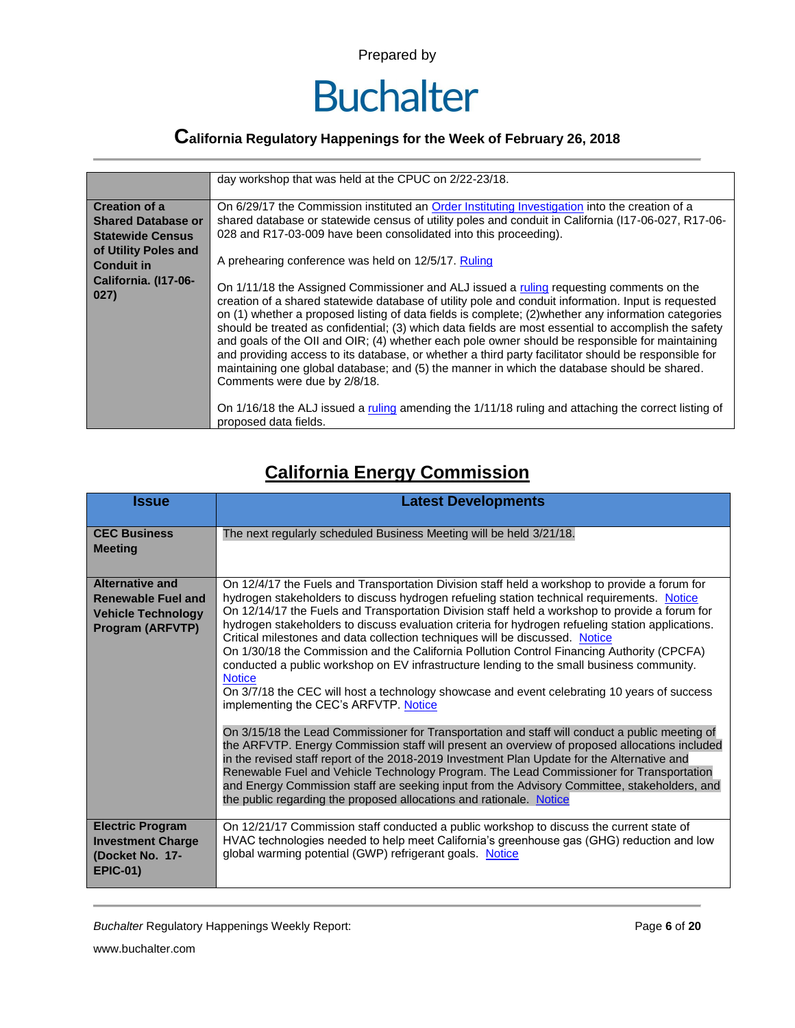| | |
|---|---|
| | day workshop that was held at the CPUC on 2/22-23/18. |
| **Creation of a Shared Database or Statewide Census of Utility Poles and Conduit in California. (I17-06-027)** | On 6/29/17 the Commission instituted an Order Instituting Investigation into the creation of a shared database or statewide census of utility poles and conduit in California (I17-06-027, R17-06-028 and R17-03-009 have been consolidated into this proceeding).<br><br>A prehearing conference was held on 12/5/17. Ruling<br><br>On 1/11/18 the Assigned Commissioner and ALJ issued a ruling requesting comments on the creation of a shared statewide database of utility pole and conduit information. Input is requested on (1) whether a proposed listing of data fields is complete; (2)whether any information categories should be treated as confidential; (3) which data fields are most essential to accomplish the safety and goals of the OII and OIR; (4) whether each pole owner should be responsible for maintaining and providing access to its database, or whether a third party facilitator should be responsible for maintaining one global database; and (5) the manner in which the database should be shared. Comments were due by 2/8/18.<br><br>On 1/16/18 the ALJ issued a ruling amending the 1/11/18 ruling and attaching the correct listing of proposed data fields. |

## California Energy Commission

| Issue | Latest Developments |
|---|---|
| **CEC Business Meeting** | The next regularly scheduled Business Meeting will be held 3/21/18. |
| **Alternative and Renewable Fuel and Vehicle Technology Program (ARFVTP)** | On 12/4/17 the Fuels and Transportation Division staff held a workshop to provide a forum for hydrogen stakeholders to discuss hydrogen refueling station technical requirements. Notice<br>On 12/14/17 the Fuels and Transportation Division staff held a workshop to provide a forum for hydrogen stakeholders to discuss evaluation criteria for hydrogen refueling station applications. Critical milestones and data collection techniques will be discussed. Notice<br>On 1/30/18 the Commission and the California Pollution Control Financing Authority (CPCFA) conducted a public workshop on EV infrastructure lending to the small business community. Notice<br>On 3/7/18 the CEC will host a technology showcase and event celebrating 10 years of success implementing the CEC's ARFVTP. Notice<br><br>On 3/15/18 the Lead Commissioner for Transportation and staff will conduct a public meeting of the ARFVTP. Energy Commission staff will present an overview of proposed allocations included in the revised staff report of the 2018-2019 Investment Plan Update for the Alternative and Renewable Fuel and Vehicle Technology Program. The Lead Commissioner for Transportation and Energy Commission staff are seeking input from the Advisory Committee, stakeholders, and the public regarding the proposed allocations and rationale. Notice |
| **Electric Program Investment Charge (Docket No. 17-EPIC-01)** | On 12/21/17 Commission staff conducted a public workshop to discuss the current state of HVAC technologies needed to help meet California's greenhouse gas (GHG) reduction and low global warming potential (GWP) refrigerant goals. Notice |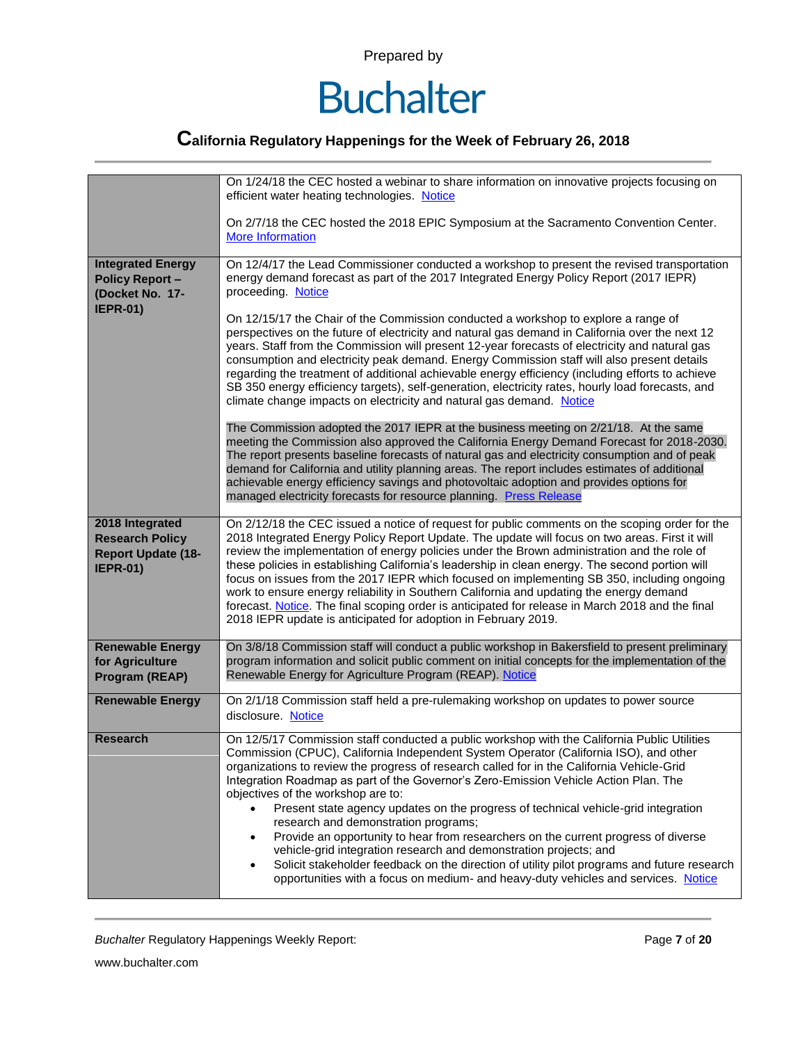| | |
|---|---|
| | On 1/24/18 the CEC hosted a webinar to share information on innovative projects focusing on efficient water heating technologies. Notice<br><br>On 2/7/18 the CEC hosted the 2018 EPIC Symposium at the Sacramento Convention Center. More Information |
| **Integrated Energy Policy Report – (Docket No. 17-IEPR-01)** | On 12/4/17 the Lead Commissioner conducted a workshop to present the revised transportation energy demand forecast as part of the 2017 Integrated Energy Policy Report (2017 IEPR) proceeding. Notice<br><br>On 12/15/17 the Chair of the Commission conducted a workshop to explore a range of perspectives on the future of electricity and natural gas demand in California over the next 12 years. Staff from the Commission will present 12-year forecasts of electricity and natural gas consumption and electricity peak demand. Energy Commission staff will also present details regarding the treatment of additional achievable energy efficiency (including efforts to achieve SB 350 energy efficiency targets), self-generation, electricity rates, hourly load forecasts, and climate change impacts on electricity and natural gas demand. Notice<br><br>The Commission adopted the 2017 IEPR at the business meeting on 2/21/18. At the same meeting the Commission also approved the California Energy Demand Forecast for 2018-2030. The report presents baseline forecasts of natural gas and electricity consumption and of peak demand for California and utility planning areas. The report includes estimates of additional achievable energy efficiency savings and photovoltaic adoption and provides options for managed electricity forecasts for resource planning. Press Release |
| **2018 Integrated Research Policy Report Update (18-IEPR-01)** | On 2/12/18 the CEC issued a notice of request for public comments on the scoping order for the 2018 Integrated Energy Policy Report Update. The update will focus on two areas. First it will review the implementation of energy policies under the Brown administration and the role of these policies in establishing California's leadership in clean energy. The second portion will focus on issues from the 2017 IEPR which focused on implementing SB 350, including ongoing work to ensure energy reliability in Southern California and updating the energy demand forecast. Notice. The final scoping order is anticipated for release in March 2018 and the final 2018 IEPR update is anticipated for adoption in February 2019. |
| **Renewable Energy for Agriculture Program (REAP)** | On 3/8/18 Commission staff will conduct a public workshop in Bakersfield to present preliminary program information and solicit public comment on initial concepts for the implementation of the Renewable Energy for Agriculture Program (REAP). Notice |
| **Renewable Energy** | On 2/1/18 Commission staff held a pre-rulemaking workshop on updates to power source disclosure. Notice |
| **Research** | On 12/5/17 Commission staff conducted a public workshop with the California Public Utilities Commission (CPUC), California Independent System Operator (California ISO), and other organizations to review the progress of research called for in the California Vehicle-Grid Integration Roadmap as part of the Governor's Zero-Emission Vehicle Action Plan. The objectives of the workshop are to:<br>• Present state agency updates on the progress of technical vehicle-grid integration research and demonstration programs;<br>• Provide an opportunity to hear from researchers on the current progress of diverse vehicle-grid integration research and demonstration projects; and<br>• Solicit stakeholder feedback on the direction of utility pilot programs and future research opportunities with a focus on medium- and heavy-duty vehicles and services. Notice |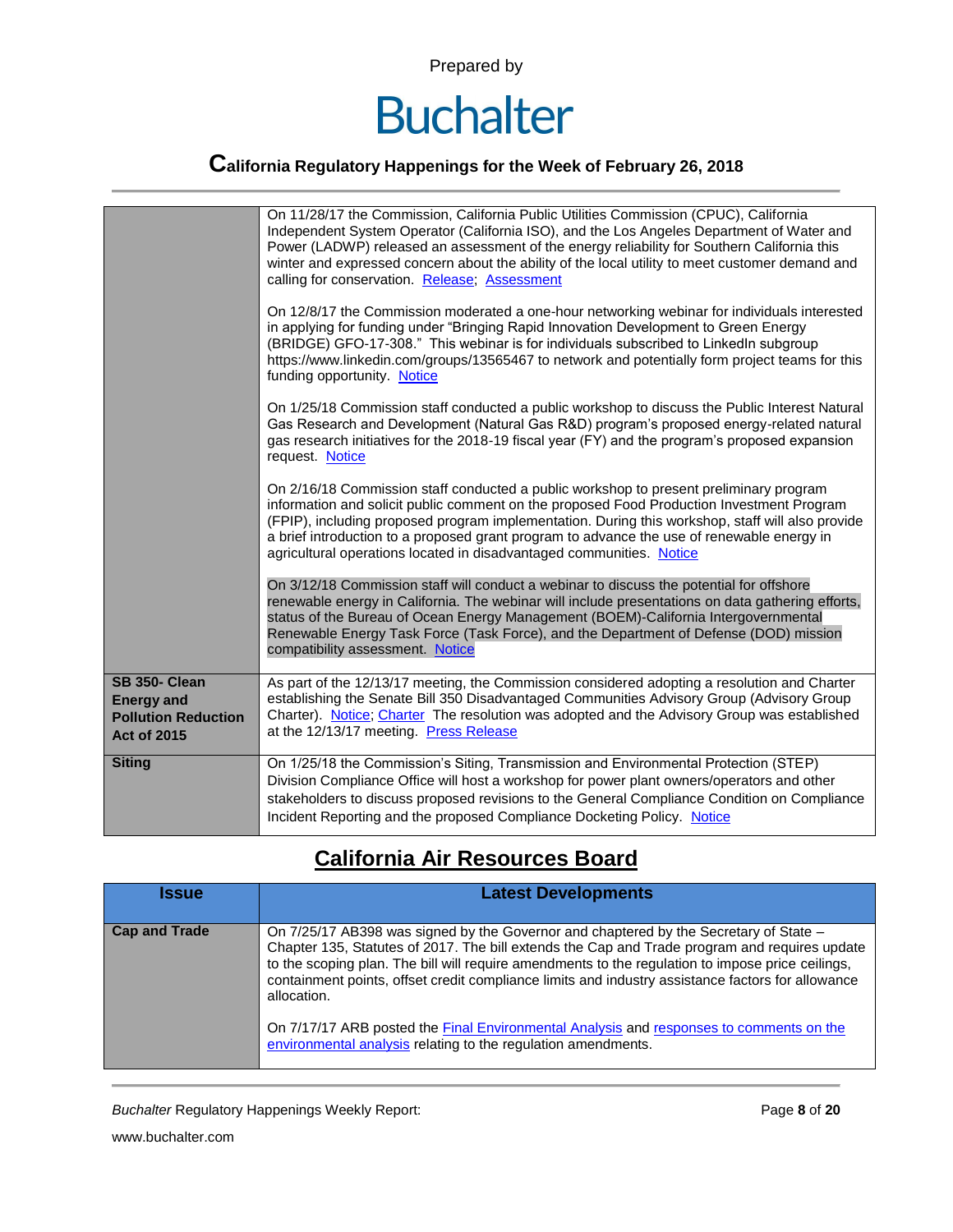| | |
|---|---|
| | On 11/28/17 the Commission, California Public Utilities Commission (CPUC), California Independent System Operator (California ISO), and the Los Angeles Department of Water and Power (LADWP) released an assessment of the energy reliability for Southern California this winter and expressed concern about the ability of the local utility to meet customer demand and calling for conservation. Release; Assessment<br><br>On 12/8/17 the Commission moderated a one-hour networking webinar for individuals interested in applying for funding under "Bringing Rapid Innovation Development to Green Energy (BRIDGE) GFO-17-308." This webinar is for individuals subscribed to LinkedIn subgroup https://www.linkedin.com/groups/13565467 to network and potentially form project teams for this funding opportunity. Notice<br><br>On 1/25/18 Commission staff conducted a public workshop to discuss the Public Interest Natural Gas Research and Development (Natural Gas R&D) program's proposed energy-related natural gas research initiatives for the 2018-19 fiscal year (FY) and the program's proposed expansion request. Notice<br><br>On 2/16/18 Commission staff conducted a public workshop to present preliminary program information and solicit public comment on the proposed Food Production Investment Program (FPIP), including proposed program implementation. During this workshop, staff will also provide a brief introduction to a proposed grant program to advance the use of renewable energy in agricultural operations located in disadvantaged communities. Notice<br><br>On 3/12/18 Commission staff will conduct a webinar to discuss the potential for offshore renewable energy in California. The webinar will include presentations on data gathering efforts, status of the Bureau of Ocean Energy Management (BOEM)-California Intergovernmental Renewable Energy Task Force (Task Force), and the Department of Defense (DOD) mission compatibility assessment. Notice |
| **SB 350- Clean Energy and Pollution Reduction Act of 2015** | As part of the 12/13/17 meeting, the Commission considered adopting a resolution and Charter establishing the Senate Bill 350 Disadvantaged Communities Advisory Group (Advisory Group Charter). Notice; Charter The resolution was adopted and the Advisory Group was established at the 12/13/17 meeting. Press Release |
| **Siting** | On 1/25/18 the Commission's Siting, Transmission and Environmental Protection (STEP) Division Compliance Office will host a workshop for power plant owners/operators and other stakeholders to discuss proposed revisions to the General Compliance Condition on Compliance Incident Reporting and the proposed Compliance Docketing Policy. Notice |

## California Air Resources Board

| Issue | Latest Developments |
|---|---|
| **Cap and Trade** | On 7/25/17 AB398 was signed by the Governor and chaptered by the Secretary of State – Chapter 135, Statutes of 2017. The bill extends the Cap and Trade program and requires update to the scoping plan. The bill will require amendments to the regulation to impose price ceilings, containment points, offset credit compliance limits and industry assistance factors for allowance allocation.<br><br>On 7/17/17 ARB posted the Final Environmental Analysis and responses to comments on the environmental analysis relating to the regulation amendments. |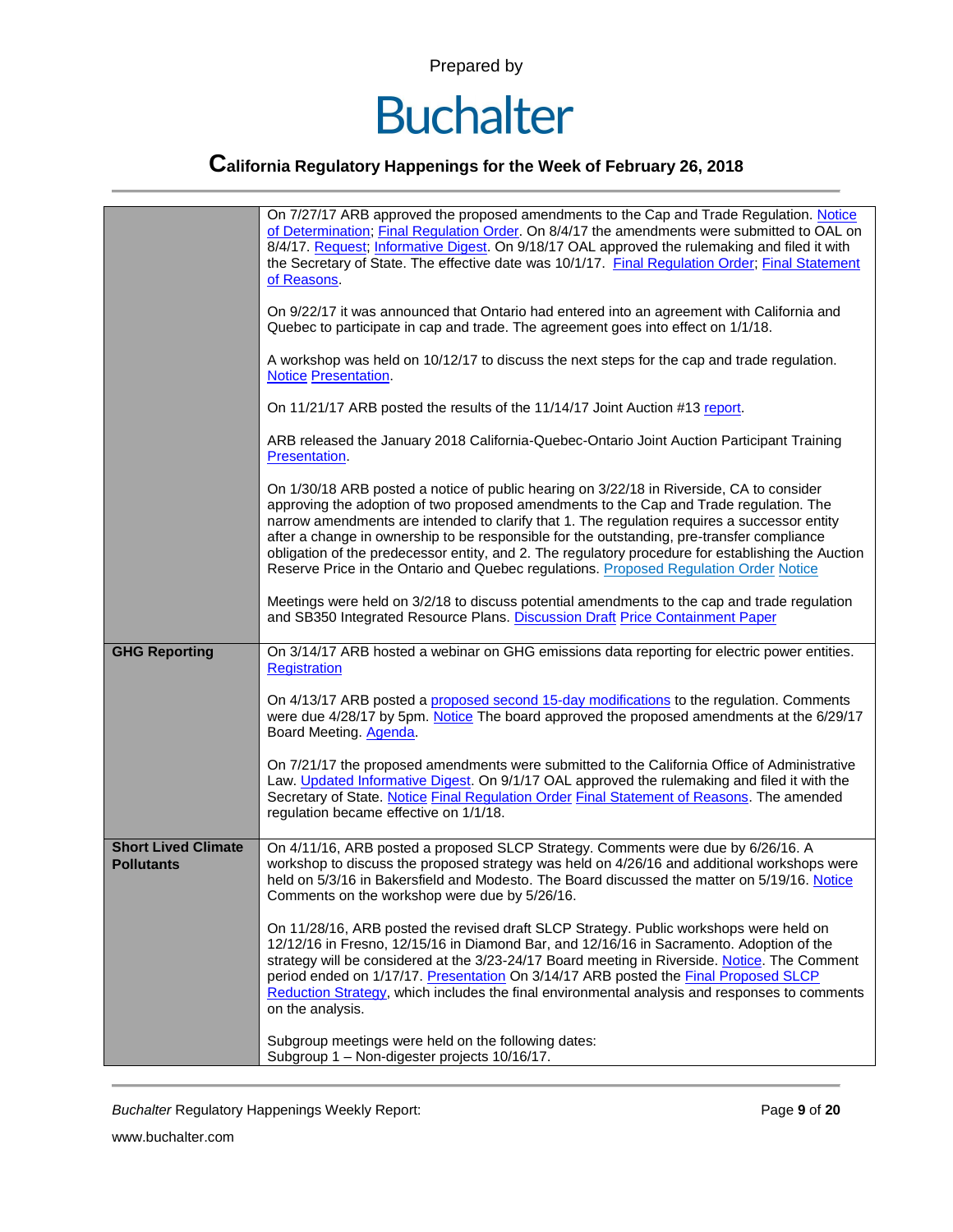| | |
|---|---|
| | On 7/27/17 ARB approved the proposed amendments to the Cap and Trade Regulation. Notice of Determination; Final Regulation Order. On 8/4/17 the amendments were submitted to OAL on 8/4/17. Request; Informative Digest. On 9/18/17 OAL approved the rulemaking and filed it with the Secretary of State. The effective date was 10/1/17. Final Regulation Order; Final Statement of Reasons.<br><br>On 9/22/17 it was announced that Ontario had entered into an agreement with California and Quebec to participate in cap and trade. The agreement goes into effect on 1/1/18.<br><br>A workshop was held on 10/12/17 to discuss the next steps for the cap and trade regulation. Notice Presentation.<br><br>On 11/21/17 ARB posted the results of the 11/14/17 Joint Auction #13 report.<br><br>ARB released the January 2018 California-Quebec-Ontario Joint Auction Participant Training Presentation.<br><br>On 1/30/18 ARB posted a notice of public hearing on 3/22/18 in Riverside, CA to consider approving the adoption of two proposed amendments to the Cap and Trade regulation. The narrow amendments are intended to clarify that 1. The regulation requires a successor entity after a change in ownership to be responsible for the outstanding, pre-transfer compliance obligation of the predecessor entity, and 2. The regulatory procedure for establishing the Auction Reserve Price in the Ontario and Quebec regulations. Proposed Regulation Order Notice<br><br>Meetings were held on 3/2/18 to discuss potential amendments to the cap and trade regulation and SB350 Integrated Resource Plans. Discussion Draft Price Containment Paper |
| **GHG Reporting** | On 3/14/17 ARB hosted a webinar on GHG emissions data reporting for electric power entities. Registration<br><br>On 4/13/17 ARB posted a proposed second 15-day modifications to the regulation. Comments were due 4/28/17 by 5pm. Notice The board approved the proposed amendments at the 6/29/17 Board Meeting. Agenda.<br><br>On 7/21/17 the proposed amendments were submitted to the California Office of Administrative Law. Updated Informative Digest. On 9/1/17 OAL approved the rulemaking and filed it with the Secretary of State. Notice Final Regulation Order Final Statement of Reasons. The amended regulation became effective on 1/1/18. |
| **Short Lived Climate Pollutants** | On 4/11/16, ARB posted a proposed SLCP Strategy. Comments were due by 6/26/16. A workshop to discuss the proposed strategy was held on 4/26/16 and additional workshops were held on 5/3/16 in Bakersfield and Modesto. The Board discussed the matter on 5/19/16. Notice Comments on the workshop were due by 5/26/16.<br><br>On 11/28/16, ARB posted the revised draft SLCP Strategy. Public workshops were held on 12/12/16 in Fresno, 12/15/16 in Diamond Bar, and 12/16/16 in Sacramento. Adoption of the strategy will be considered at the 3/23-24/17 Board meeting in Riverside. Notice. The Comment period ended on 1/17/17. Presentation On 3/14/17 ARB posted the Final Proposed SLCP Reduction Strategy, which includes the final environmental analysis and responses to comments on the analysis.<br><br>Subgroup meetings were held on the following dates:<br>Subgroup 1 – Non-digester projects 10/16/17. |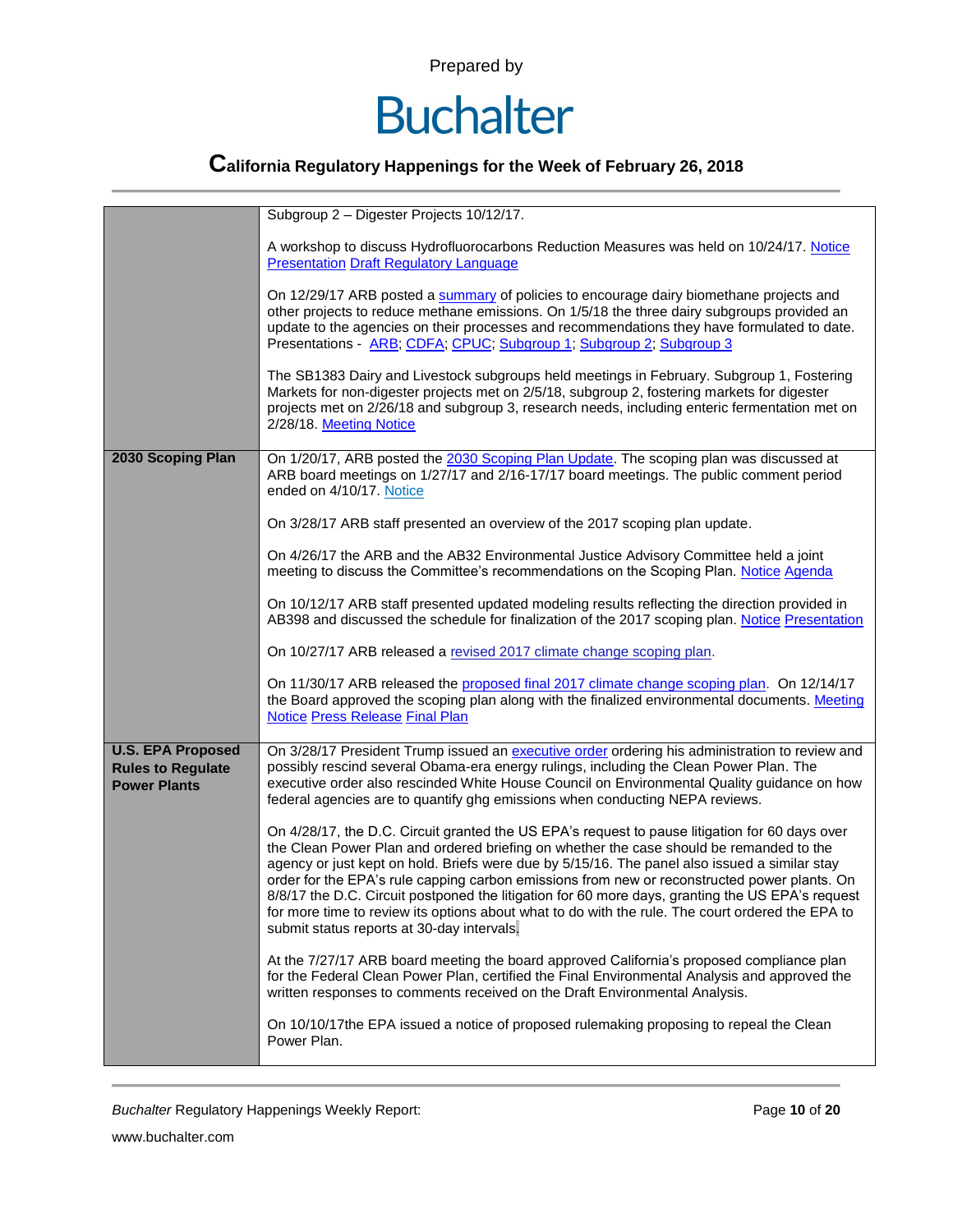| | |
|---|---|
| | Subgroup 2 – Digester Projects 10/12/17.<br><br>A workshop to discuss Hydrofluorocarbons Reduction Measures was held on 10/24/17. Notice Presentation Draft Regulatory Language<br><br>On 12/29/17 ARB posted a summary of policies to encourage dairy biomethane projects and other projects to reduce methane emissions. On 1/5/18 the three dairy subgroups provided an update to the agencies on their processes and recommendations they have formulated to date. Presentations - ARB; CDFA; CPUC; Subgroup 1; Subgroup 2; Subgroup 3<br><br>The SB1383 Dairy and Livestock subgroups held meetings in February. Subgroup 1, Fostering Markets for non-digester projects met on 2/5/18, subgroup 2, fostering markets for digester projects met on 2/26/18 and subgroup 3, research needs, including enteric fermentation met on 2/28/18. Meeting Notice |
| **2030 Scoping Plan** | On 1/20/17, ARB posted the 2030 Scoping Plan Update. The scoping plan was discussed at ARB board meetings on 1/27/17 and 2/16-17/17 board meetings. The public comment period ended on 4/10/17. Notice<br><br>On 3/28/17 ARB staff presented an overview of the 2017 scoping plan update.<br><br>On 4/26/17 the ARB and the AB32 Environmental Justice Advisory Committee held a joint meeting to discuss the Committee's recommendations on the Scoping Plan. Notice Agenda<br><br>On 10/12/17 ARB staff presented updated modeling results reflecting the direction provided in AB398 and discussed the schedule for finalization of the 2017 scoping plan. Notice Presentation<br><br>On 10/27/17 ARB released a revised 2017 climate change scoping plan.<br><br>On 11/30/17 ARB released the proposed final 2017 climate change scoping plan. On 12/14/17 the Board approved the scoping plan along with the finalized environmental documents. Meeting Notice Press Release Final Plan |
| **U.S. EPA Proposed Rules to Regulate Power Plants** | On 3/28/17 President Trump issued an executive order ordering his administration to review and possibly rescind several Obama-era energy rulings, including the Clean Power Plan. The executive order also rescinded White House Council on Environmental Quality guidance on how federal agencies are to quantify ghg emissions when conducting NEPA reviews.<br><br>On 4/28/17, the D.C. Circuit granted the US EPA's request to pause litigation for 60 days over the Clean Power Plan and ordered briefing on whether the case should be remanded to the agency or just kept on hold. Briefs were due by 5/15/16. The panel also issued a similar stay order for the EPA's rule capping carbon emissions from new or reconstructed power plants. On 8/8/17 the D.C. Circuit postponed the litigation for 60 more days, granting the US EPA's request for more time to review its options about what to do with the rule. The court ordered the EPA to submit status reports at 30-day intervals.<br><br>At the 7/27/17 ARB board meeting the board approved California's proposed compliance plan for the Federal Clean Power Plan, certified the Final Environmental Analysis and approved the written responses to comments received on the Draft Environmental Analysis.<br><br>On 10/10/17the EPA issued a notice of proposed rulemaking proposing to repeal the Clean Power Plan. |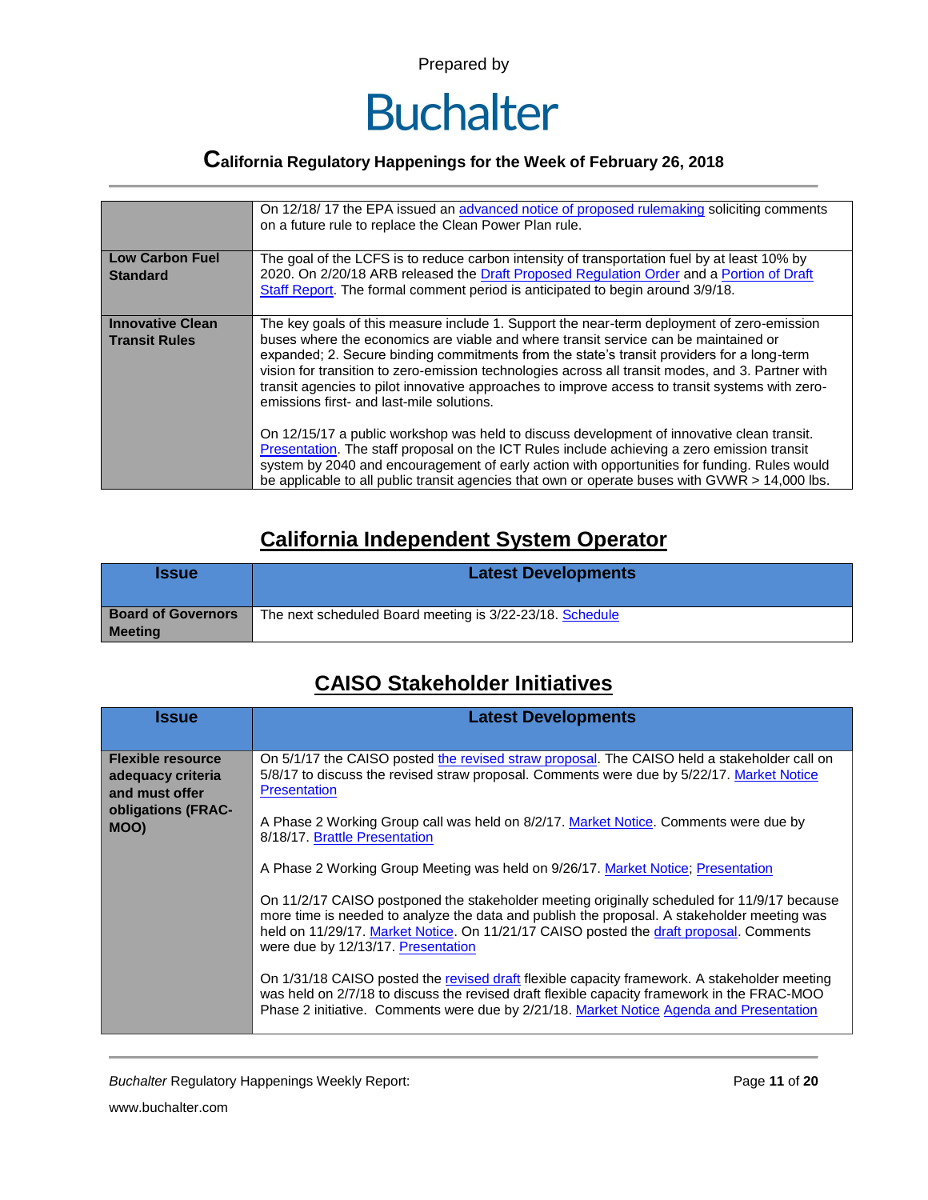| | |
|---|---|
| | On 12/18/ 17 the EPA issued an advanced notice of proposed rulemaking soliciting comments on a future rule to replace the Clean Power Plan rule. |
| **Low Carbon Fuel Standard** | The goal of the LCFS is to reduce carbon intensity of transportation fuel by at least 10% by 2020. On 2/20/18 ARB released the Draft Proposed Regulation Order and a Portion of Draft Staff Report. The formal comment period is anticipated to begin around 3/9/18. |
| **Innovative Clean Transit Rules** | The key goals of this measure include 1. Support the near-term deployment of zero-emission buses where the economics are viable and where transit service can be maintained or expanded; 2. Secure binding commitments from the state's transit providers for a long-term vision for transition to zero-emission technologies across all transit modes, and 3. Partner with transit agencies to pilot innovative approaches to improve access to transit systems with zero-emissions first- and last-mile solutions.<br><br>On 12/15/17 a public workshop was held to discuss development of innovative clean transit. Presentation. The staff proposal on the ICT Rules include achieving a zero emission transit system by 2040 and encouragement of early action with opportunities for funding. Rules would be applicable to all public transit agencies that own or operate buses with GVWR > 14,000 lbs. |

## California Independent System Operator

| Issue | Latest Developments |
|---|---|
| **Board of Governors Meeting** | The next scheduled Board meeting is 3/22-23/18. Schedule |

## CAISO Stakeholder Initiatives

| Issue | Latest Developments |
|---|---|
| **Flexible resource adequacy criteria and must offer obligations (FRAC-MOO)** | On 5/1/17 the CAISO posted the revised straw proposal. The CAISO held a stakeholder call on 5/8/17 to discuss the revised straw proposal. Comments were due by 5/22/17. Market Notice Presentation<br><br>A Phase 2 Working Group call was held on 8/2/17. Market Notice. Comments were due by 8/18/17. Brattle Presentation<br><br>A Phase 2 Working Group Meeting was held on 9/26/17. Market Notice; Presentation<br><br>On 11/2/17 CAISO postponed the stakeholder meeting originally scheduled for 11/9/17 because more time is needed to analyze the data and publish the proposal. A stakeholder meeting was held on 11/29/17. Market Notice. On 11/21/17 CAISO posted the draft proposal. Comments were due by 12/13/17. Presentation<br><br>On 1/31/18 CAISO posted the revised draft flexible capacity framework. A stakeholder meeting was held on 2/7/18 to discuss the revised draft flexible capacity framework in the FRAC-MOO Phase 2 initiative. Comments were due by 2/21/18. Market Notice Agenda and Presentation |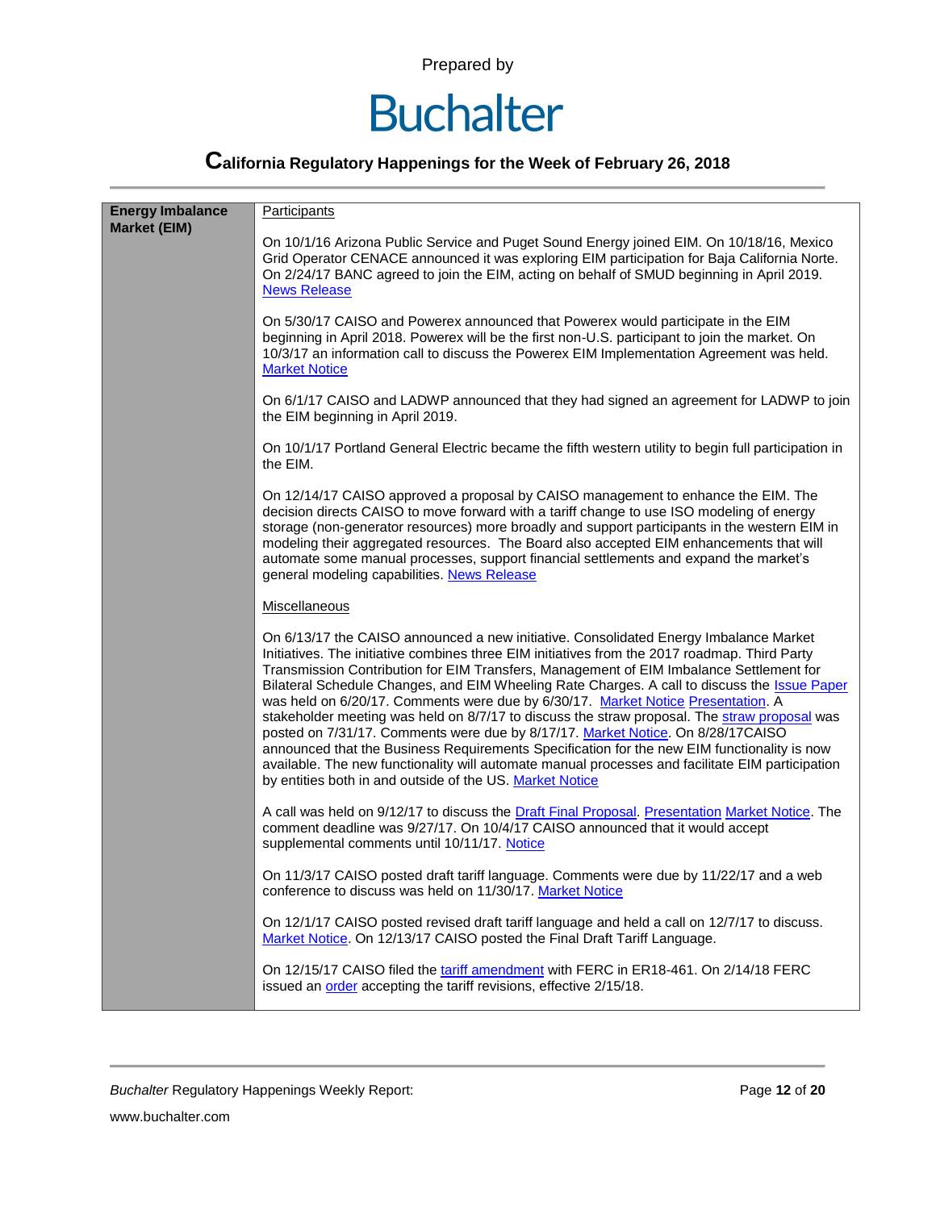| Energy Imbalance Market (EIM) | Participants<br><br>On 10/1/16 Arizona Public Service and Puget Sound Energy joined EIM. On 10/18/16, Mexico Grid Operator CENACE announced it was exploring EIM participation for Baja California Norte. On 2/24/17 BANC agreed to join the EIM, acting on behalf of SMUD beginning in April 2019. News Release<br><br>On 5/30/17 CAISO and Powerex announced that Powerex would participate in the EIM beginning in April 2018. Powerex will be the first non-U.S. participant to join the market. On 10/3/17 an information call to discuss the Powerex EIM Implementation Agreement was held. Market Notice<br><br>On 6/1/17 CAISO and LADWP announced that they had signed an agreement for LADWP to join the EIM beginning in April 2019.<br><br>On 10/1/17 Portland General Electric became the fifth western utility to begin full participation in the EIM.<br><br>On 12/14/17 CAISO approved a proposal by CAISO management to enhance the EIM. The decision directs CAISO to move forward with a tariff change to use ISO modeling of energy storage (non-generator resources) more broadly and support participants in the western EIM in modeling their aggregated resources. The Board also accepted EIM enhancements that will automate some manual processes, support financial settlements and expand the market's general modeling capabilities. News Release<br><br>Miscellaneous<br><br>On 6/13/17 the CAISO announced a new initiative. Consolidated Energy Imbalance Market Initiatives. The initiative combines three EIM initiatives from the 2017 roadmap. Third Party Transmission Contribution for EIM Transfers, Management of EIM Imbalance Settlement for Bilateral Schedule Changes, and EIM Wheeling Rate Charges. A call to discuss the Issue Paper was held on 6/20/17. Comments were due by 6/30/17. Market Notice Presentation. A stakeholder meeting was held on 8/7/17 to discuss the straw proposal. The straw proposal was posted on 7/31/17. Comments were due by 8/17/17. Market Notice. On 8/28/17CAISO announced that the Business Requirements Specification for the new EIM functionality is now available. The new functionality will automate manual processes and facilitate EIM participation by entities both in and outside of the US. Market Notice<br><br>A call was held on 9/12/17 to discuss the Draft Final Proposal. Presentation Market Notice. The comment deadline was 9/27/17. On 10/4/17 CAISO announced that it would accept supplemental comments until 10/11/17. Notice<br><br>On 11/3/17 CAISO posted draft tariff language. Comments were due by 11/22/17 and a web conference to discuss was held on 11/30/17. Market Notice<br><br>On 12/1/17 CAISO posted revised draft tariff language and held a call on 12/7/17 to discuss. Market Notice. On 12/13/17 CAISO posted the Final Draft Tariff Language.<br><br>On 12/15/17 CAISO filed the tariff amendment with FERC in ER18-461. On 2/14/18 FERC issued an order accepting the tariff revisions, effective 2/15/18. |
|---|---|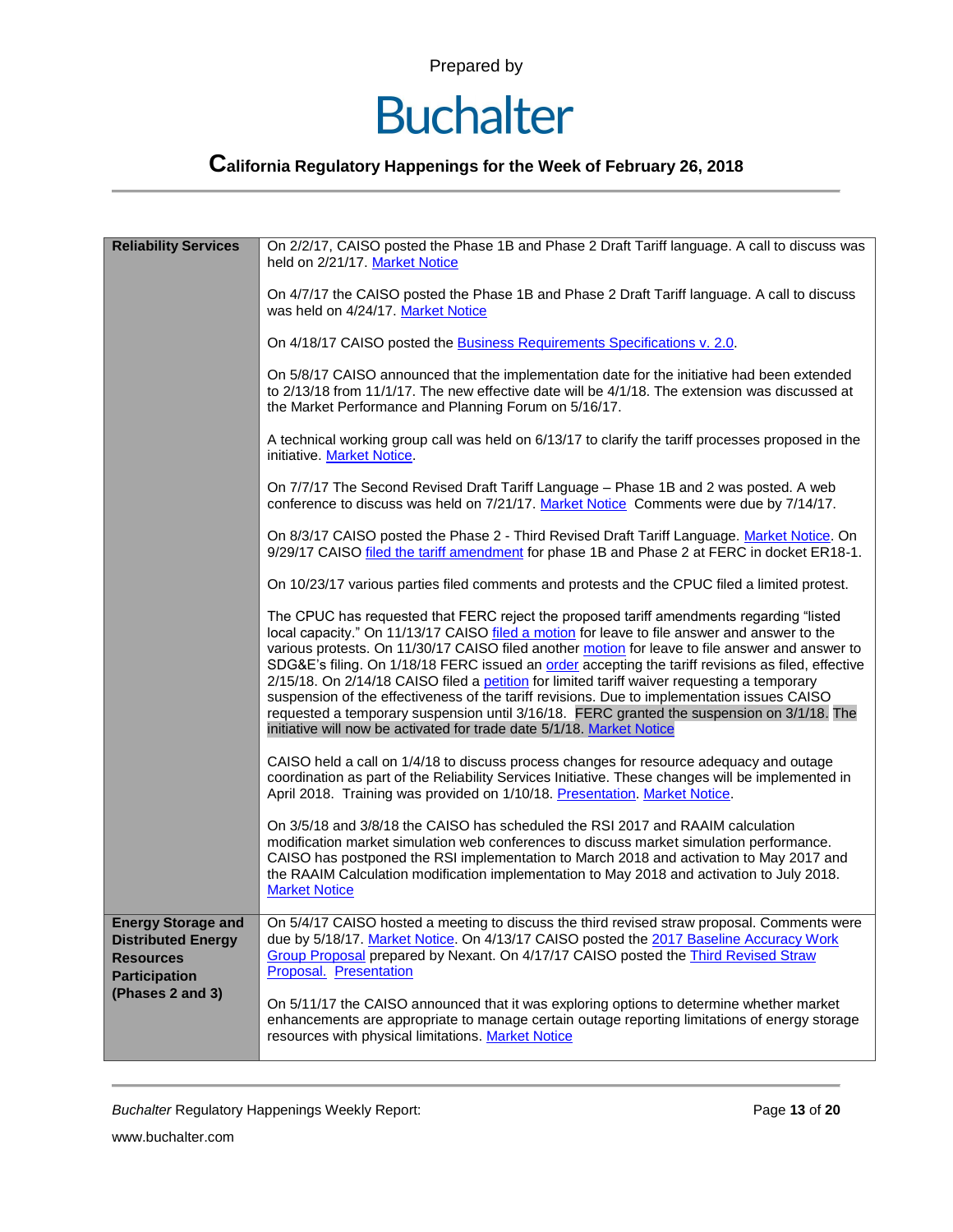| Reliability Services | On 2/2/17, CAISO posted the Phase 1B and Phase 2 Draft Tariff language. A call to discuss was held on 2/21/17. Market Notice<br><br>On 4/7/17 the CAISO posted the Phase 1B and Phase 2 Draft Tariff language. A call to discuss was held on 4/24/17. Market Notice<br><br>On 4/18/17 CAISO posted the Business Requirements Specifications v. 2.0.<br><br>On 5/8/17 CAISO announced that the implementation date for the initiative had been extended to 2/13/18 from 11/1/17. The new effective date will be 4/1/18. The extension was discussed at the Market Performance and Planning Forum on 5/16/17.<br><br>A technical working group call was held on 6/13/17 to clarify the tariff processes proposed in the initiative. Market Notice.<br><br>On 7/7/17 The Second Revised Draft Tariff Language – Phase 1B and 2 was posted. A web conference to discuss was held on 7/21/17. Market Notice Comments were due by 7/14/17.<br><br>On 8/3/17 CAISO posted the Phase 2 - Third Revised Draft Tariff Language. Market Notice. On 9/29/17 CAISO filed the tariff amendment for phase 1B and Phase 2 at FERC in docket ER18-1.<br><br>On 10/23/17 various parties filed comments and protests and the CPUC filed a limited protest.<br><br>The CPUC has requested that FERC reject the proposed tariff amendments regarding "listed local capacity." On 11/13/17 CAISO filed a motion for leave to file answer and answer to the various protests. On 11/30/17 CAISO filed another motion for leave to file answer and answer to SDG&E's filing. On 1/18/18 FERC issued an order accepting the tariff revisions as filed, effective 2/15/18. On 2/14/18 CAISO filed a petition for limited tariff waiver requesting a temporary suspension of the effectiveness of the tariff revisions. Due to implementation issues CAISO requested a temporary suspension until 3/16/18. FERC granted the suspension on 3/1/18. The initiative will now be activated for trade date 5/1/18. Market Notice<br><br>CAISO held a call on 1/4/18 to discuss process changes for resource adequacy and outage coordination as part of the Reliability Services Initiative. These changes will be implemented in April 2018. Training was provided on 1/10/18. Presentation. Market Notice.<br><br>On 3/5/18 and 3/8/18 the CAISO has scheduled the RSI 2017 and RAAIM calculation modification market simulation web conferences to discuss market simulation performance. CAISO has postponed the RSI implementation to March 2018 and activation to May 2017 and the RAAIM Calculation modification implementation to May 2018 and activation to July 2018. Market Notice |
|---|---|
| **Energy Storage and Distributed Energy Resources Participation (Phases 2 and 3)** | On 5/4/17 CAISO hosted a meeting to discuss the third revised straw proposal. Comments were due by 5/18/17. Market Notice. On 4/13/17 CAISO posted the 2017 Baseline Accuracy Work Group Proposal prepared by Nexant. On 4/17/17 CAISO posted the Third Revised Straw Proposal. Presentation<br><br>On 5/11/17 the CAISO announced that it was exploring options to determine whether market enhancements are appropriate to manage certain outage reporting limitations of energy storage resources with physical limitations. Market Notice |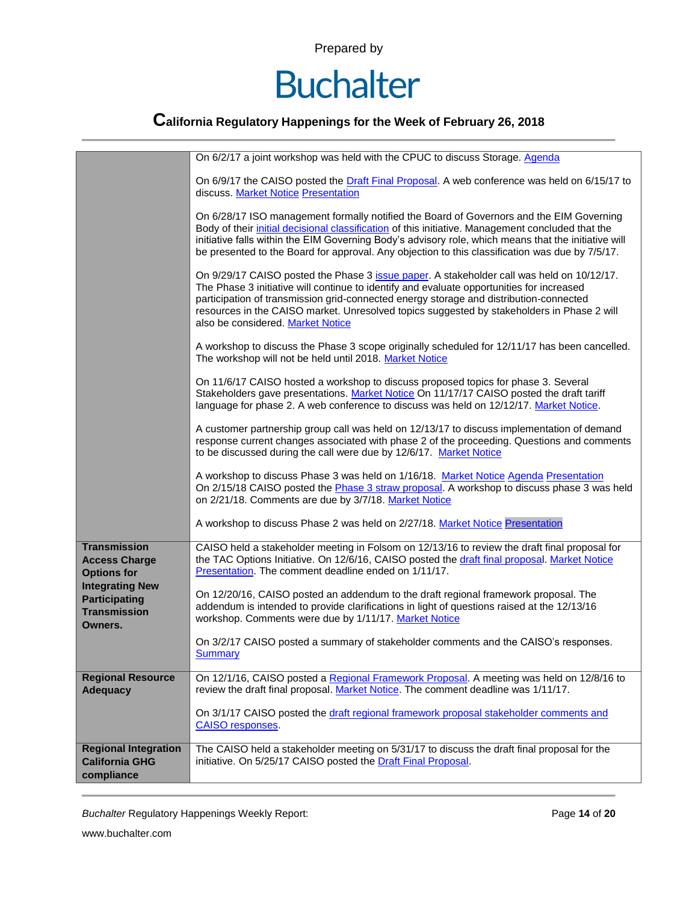| | |
|---|---|
| | On 6/2/17 a joint workshop was held with the CPUC to discuss Storage. Agenda<br><br>On 6/9/17 the CAISO posted the Draft Final Proposal. A web conference was held on 6/15/17 to discuss. Market Notice Presentation<br><br>On 6/28/17 ISO management formally notified the Board of Governors and the EIM Governing Body of their initial decisional classification of this initiative. Management concluded that the initiative falls within the EIM Governing Body's advisory role, which means that the initiative will be presented to the Board for approval. Any objection to this classification was due by 7/5/17.<br><br>On 9/29/17 CAISO posted the Phase 3 issue paper. A stakeholder call was held on 10/12/17. The Phase 3 initiative will continue to identify and evaluate opportunities for increased participation of transmission grid-connected energy storage and distribution-connected resources in the CAISO market. Unresolved topics suggested by stakeholders in Phase 2 will also be considered. Market Notice<br><br>A workshop to discuss the Phase 3 scope originally scheduled for 12/11/17 has been cancelled. The workshop will not be held until 2018. Market Notice<br><br>On 11/6/17 CAISO hosted a workshop to discuss proposed topics for phase 3. Several Stakeholders gave presentations. Market Notice On 11/17/17 CAISO posted the draft tariff language for phase 2. A web conference to discuss was held on 12/12/17. Market Notice.<br><br>A customer partnership group call was held on 12/13/17 to discuss implementation of demand response current changes associated with phase 2 of the proceeding. Questions and comments to be discussed during the call were due by 12/6/17. Market Notice<br><br>A workshop to discuss Phase 3 was held on 1/16/18. Market Notice Agenda Presentation<br>On 2/15/18 CAISO posted the Phase 3 straw proposal. A workshop to discuss phase 3 was held on 2/21/18. Comments are due by 3/7/18. Market Notice<br><br>A workshop to discuss Phase 2 was held on 2/27/18. Market Notice Presentation |
| **Transmission Access Charge Options for Integrating New Participating Transmission Owners.** | CAISO held a stakeholder meeting in Folsom on 12/13/16 to review the draft final proposal for the TAC Options Initiative. On 12/6/16, CAISO posted the draft final proposal. Market Notice Presentation. The comment deadline ended on 1/11/17.<br><br>On 12/20/16, CAISO posted an addendum to the draft regional framework proposal. The addendum is intended to provide clarifications in light of questions raised at the 12/13/16 workshop. Comments were due by 1/11/17. Market Notice<br><br>On 3/2/17 CAISO posted a summary of stakeholder comments and the CAISO's responses. Summary |
| **Regional Resource Adequacy** | On 12/1/16, CAISO posted a Regional Framework Proposal. A meeting was held on 12/8/16 to review the draft final proposal. Market Notice. The comment deadline was 1/11/17.<br><br>On 3/1/17 CAISO posted the draft regional framework proposal stakeholder comments and CAISO responses. |
| **Regional Integration California GHG compliance** | The CAISO held a stakeholder meeting on 5/31/17 to discuss the draft final proposal for the initiative. On 5/25/17 CAISO posted the Draft Final Proposal. |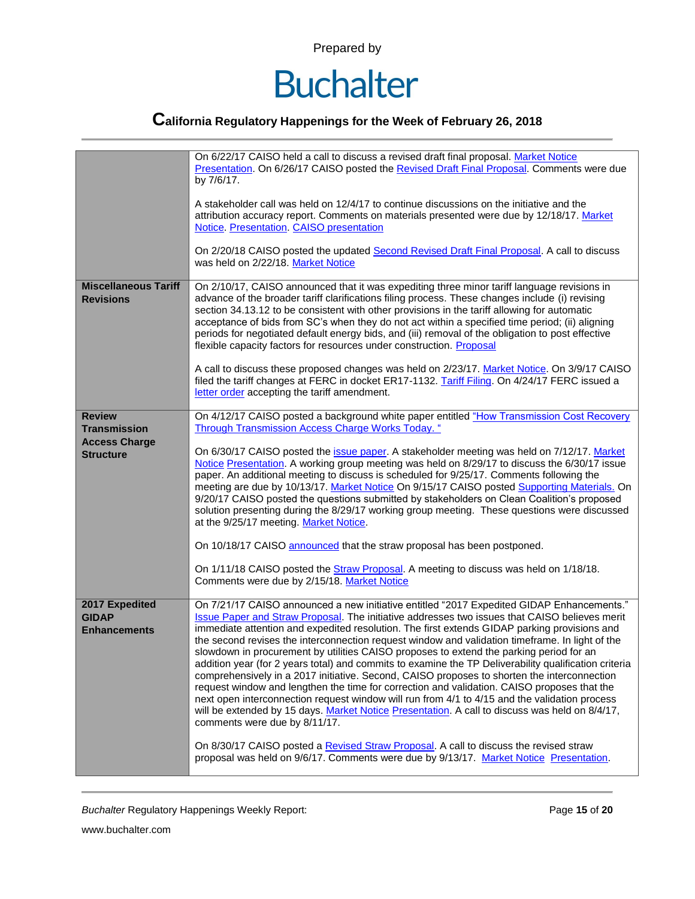| | |
|---|---|
| | On 6/22/17 CAISO held a call to discuss a revised draft final proposal. Market Notice Presentation. On 6/26/17 CAISO posted the Revised Draft Final Proposal. Comments were due by 7/6/17.<br><br>A stakeholder call was held on 12/4/17 to continue discussions on the initiative and the attribution accuracy report. Comments on materials presented were due by 12/18/17. Market Notice. Presentation. CAISO presentation<br><br>On 2/20/18 CAISO posted the updated Second Revised Draft Final Proposal. A call to discuss was held on 2/22/18. Market Notice |
| **Miscellaneous Tariff Revisions** | On 2/10/17, CAISO announced that it was expediting three minor tariff language revisions in advance of the broader tariff clarifications filing process. These changes include (i) revising section 34.13.12 to be consistent with other provisions in the tariff allowing for automatic acceptance of bids from SC's when they do not act within a specified time period; (ii) aligning periods for negotiated default energy bids, and (iii) removal of the obligation to post effective flexible capacity factors for resources under construction. Proposal<br><br>A call to discuss these proposed changes was held on 2/23/17. Market Notice. On 3/9/17 CAISO filed the tariff changes at FERC in docket ER17-1132. Tariff Filing. On 4/24/17 FERC issued a letter order accepting the tariff amendment. |
| **Review Transmission Access Charge Structure** | On 4/12/17 CAISO posted a background white paper entitled "How Transmission Cost Recovery Through Transmission Access Charge Works Today. "<br><br>On 6/30/17 CAISO posted the issue paper. A stakeholder meeting was held on 7/12/17. Market Notice Presentation. A working group meeting was held on 8/29/17 to discuss the 6/30/17 issue paper. An additional meeting to discuss is scheduled for 9/25/17. Comments following the meeting are due by 10/13/17. Market Notice On 9/15/17 CAISO posted Supporting Materials. On 9/20/17 CAISO posted the questions submitted by stakeholders on Clean Coalition's proposed solution presenting during the 8/29/17 working group meeting. These questions were discussed at the 9/25/17 meeting. Market Notice.<br><br>On 10/18/17 CAISO announced that the straw proposal has been postponed.<br><br>On 1/11/18 CAISO posted the Straw Proposal. A meeting to discuss was held on 1/18/18. Comments were due by 2/15/18. Market Notice |
| **2017 Expedited GIDAP Enhancements** | On 7/21/17 CAISO announced a new initiative entitled "2017 Expedited GIDAP Enhancements." Issue Paper and Straw Proposal. The initiative addresses two issues that CAISO believes merit immediate attention and expedited resolution. The first extends GIDAP parking provisions and the second revises the interconnection request window and validation timeframe. In light of the slowdown in procurement by utilities CAISO proposes to extend the parking period for an addition year (for 2 years total) and commits to examine the TP Deliverability qualification criteria comprehensively in a 2017 initiative. Second, CAISO proposes to shorten the interconnection request window and lengthen the time for correction and validation. CAISO proposes that the next open interconnection request window will run from 4/1 to 4/15 and the validation process will be extended by 15 days. Market Notice Presentation. A call to discuss was held on 8/4/17, comments were due by 8/11/17.<br><br>On 8/30/17 CAISO posted a Revised Straw Proposal. A call to discuss the revised straw proposal was held on 9/6/17. Comments were due by 9/13/17. Market Notice Presentation. |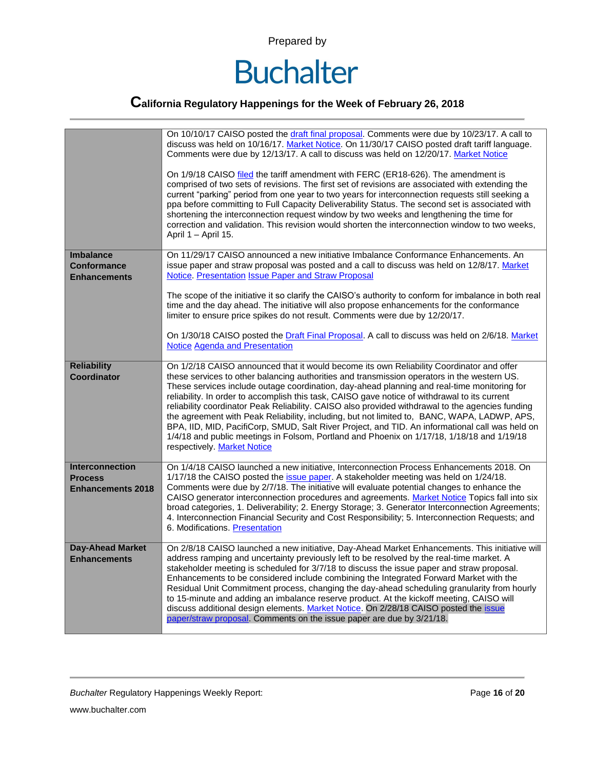| | |
|---|---|
| | On 10/10/17 CAISO posted the draft final proposal. Comments were due by 10/23/17. A call to discuss was held on 10/16/17. Market Notice. On 11/30/17 CAISO posted draft tariff language. Comments were due by 12/13/17. A call to discuss was held on 12/20/17. Market Notice<br><br>On 1/9/18 CAISO filed the tariff amendment with FERC (ER18-626). The amendment is comprised of two sets of revisions. The first set of revisions are associated with extending the current "parking" period from one year to two years for interconnection requests still seeking a ppa before committing to Full Capacity Deliverability Status. The second set is associated with shortening the interconnection request window by two weeks and lengthening the time for correction and validation. This revision would shorten the interconnection window to two weeks, April 1 – April 15. |
| **Imbalance Conformance Enhancements** | On 11/29/17 CAISO announced a new initiative Imbalance Conformance Enhancements. An issue paper and straw proposal was posted and a call to discuss was held on 12/8/17. Market Notice. Presentation Issue Paper and Straw Proposal<br><br>The scope of the initiative it so clarify the CAISO's authority to conform for imbalance in both real time and the day ahead. The initiative will also propose enhancements for the conformance limiter to ensure price spikes do not result. Comments were due by 12/20/17.<br><br>On 1/30/18 CAISO posted the Draft Final Proposal. A call to discuss was held on 2/6/18. Market Notice Agenda and Presentation |
| **Reliability Coordinator** | On 1/2/18 CAISO announced that it would become its own Reliability Coordinator and offer these services to other balancing authorities and transmission operators in the western US. These services include outage coordination, day-ahead planning and real-time monitoring for reliability. In order to accomplish this task, CAISO gave notice of withdrawal to its current reliability coordinator Peak Reliability. CAISO also provided withdrawal to the agencies funding the agreement with Peak Reliability, including, but not limited to, BANC, WAPA, LADWP, APS, BPA, IID, MID, PacifiCorp, SMUD, Salt River Project, and TID. An informational call was held on 1/4/18 and public meetings in Folsom, Portland and Phoenix on 1/17/18, 1/18/18 and 1/19/18 respectively. Market Notice |
| **Interconnection Process Enhancements 2018** | On 1/4/18 CAISO launched a new initiative, Interconnection Process Enhancements 2018. On 1/17/18 the CAISO posted the issue paper. A stakeholder meeting was held on 1/24/18. Comments were due by 2/7/18. The initiative will evaluate potential changes to enhance the CAISO generator interconnection procedures and agreements. Market Notice Topics fall into six broad categories, 1. Deliverability; 2. Energy Storage; 3. Generator Interconnection Agreements; 4. Interconnection Financial Security and Cost Responsibility; 5. Interconnection Requests; and 6. Modifications. Presentation |
| **Day-Ahead Market Enhancements** | On 2/8/18 CAISO launched a new initiative, Day-Ahead Market Enhancements. This initiative will address ramping and uncertainty previously left to be resolved by the real-time market. A stakeholder meeting is scheduled for 3/7/18 to discuss the issue paper and straw proposal. Enhancements to be considered include combining the Integrated Forward Market with the Residual Unit Commitment process, changing the day-ahead scheduling granularity from hourly to 15-minute and adding an imbalance reserve product. At the kickoff meeting, CAISO will discuss additional design elements. Market Notice. On 2/28/18 CAISO posted the issue paper/straw proposal. Comments on the issue paper are due by 3/21/18. |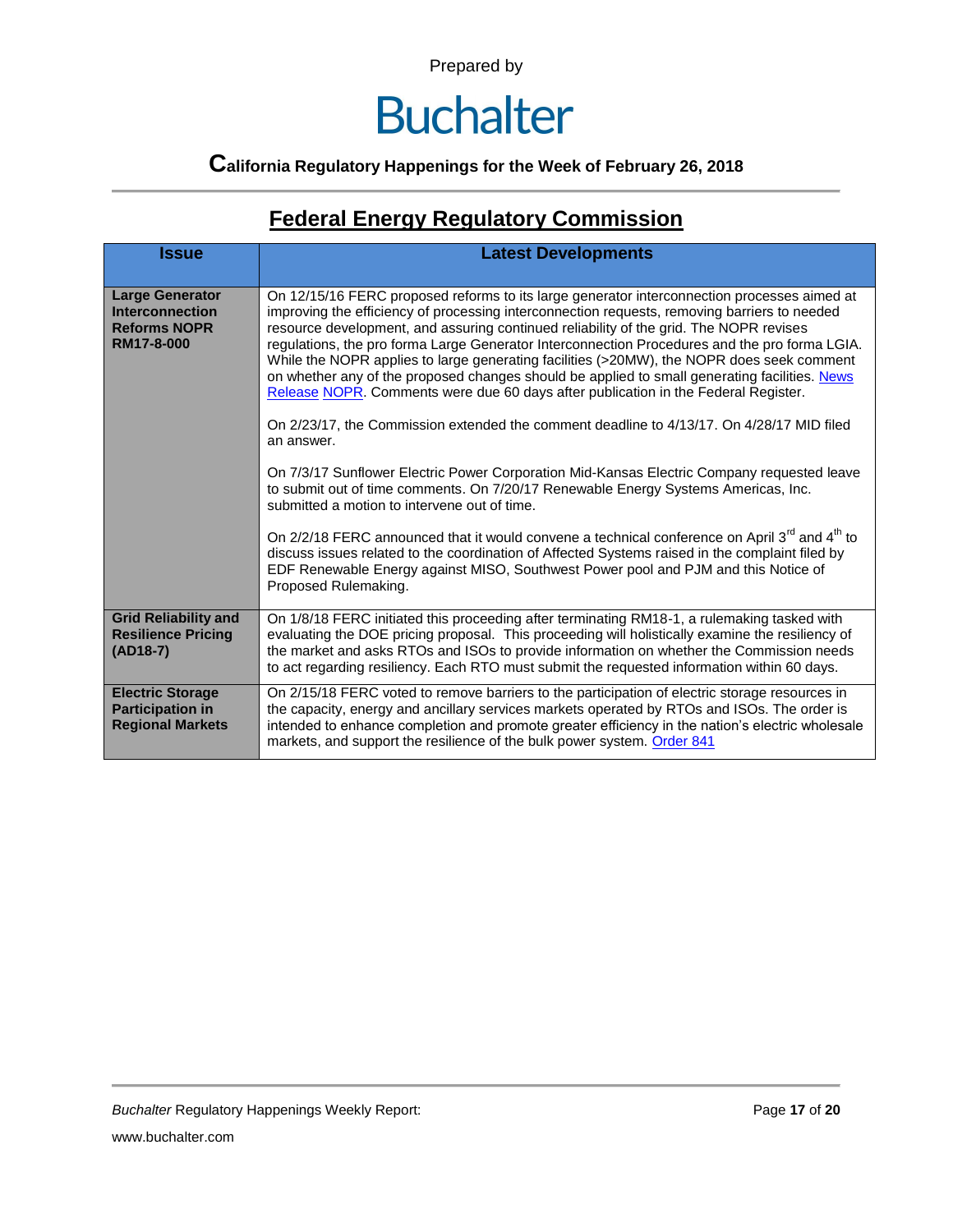Prepared by

Buchalter

**California Regulatory Happenings for the Week of February 26, 2018**

## Federal Energy Regulatory Commission

| Issue | Latest Developments |
|---|---|
| **Large Generator Interconnection Reforms NOPR RM17-8-000** | On 12/15/16 FERC proposed reforms to its large generator interconnection processes aimed at improving the efficiency of processing interconnection requests, removing barriers to needed resource development, and assuring continued reliability of the grid. The NOPR revises regulations, the pro forma Large Generator Interconnection Procedures and the pro forma LGIA. While the NOPR applies to large generating facilities (>20MW), the NOPR does seek comment on whether any of the proposed changes should be applied to small generating facilities. News Release NOPR. Comments were due 60 days after publication in the Federal Register.<br><br>On 2/23/17, the Commission extended the comment deadline to 4/13/17. On 4/28/17 MID filed an answer.<br><br>On 7/3/17 Sunflower Electric Power Corporation Mid-Kansas Electric Company requested leave to submit out of time comments. On 7/20/17 Renewable Energy Systems Americas, Inc. submitted a motion to intervene out of time.<br><br>On 2/2/18 FERC announced that it would convene a technical conference on April 3rd and 4th to discuss issues related to the coordination of Affected Systems raised in the complaint filed by EDF Renewable Energy against MISO, Southwest Power pool and PJM and this Notice of Proposed Rulemaking. |
| **Grid Reliability and Resilience Pricing (AD18-7)** | On 1/8/18 FERC initiated this proceeding after terminating RM18-1, a rulemaking tasked with evaluating the DOE pricing proposal. This proceeding will holistically examine the resiliency of the market and asks RTOs and ISOs to provide information on whether the Commission needs to act regarding resiliency. Each RTO must submit the requested information within 60 days. |
| **Electric Storage Participation in Regional Markets** | On 2/15/18 FERC voted to remove barriers to the participation of electric storage resources in the capacity, energy and ancillary services markets operated by RTOs and ISOs. The order is intended to enhance completion and promote greater efficiency in the nation's electric wholesale markets, and support the resilience of the bulk power system. Order 841 |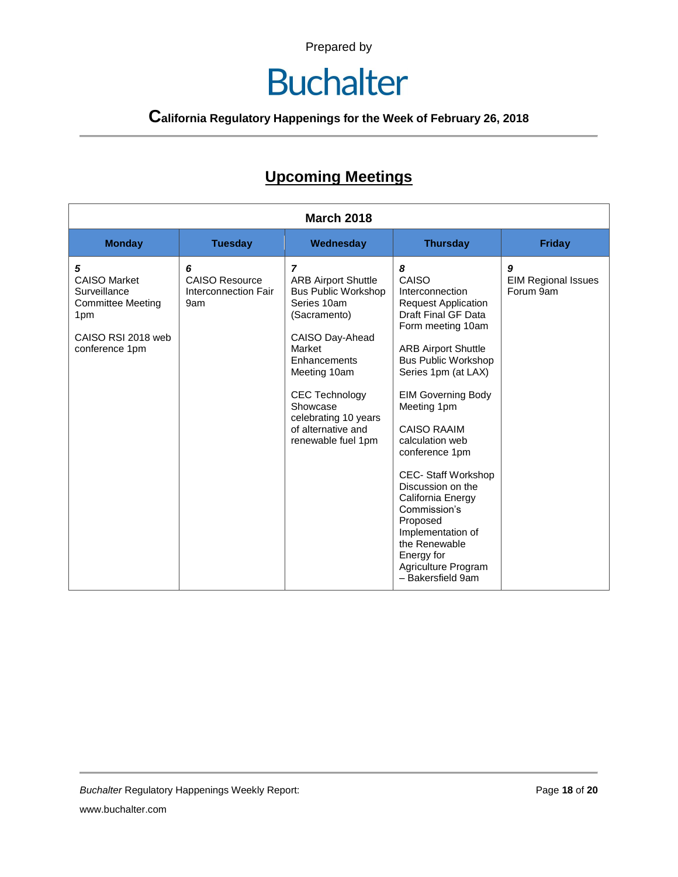Prepared by

# Buchalter

**California Regulatory Happenings for the Week of February 26, 2018**

## Upcoming Meetings

| March 2018 | | | | |
|---|---|---|---|---|
| **Monday** | **Tuesday** | **Wednesday** | **Thursday** | **Friday** |
| ***5*** <br> CAISO Market Surveillance Committee Meeting 1pm <br><br> CAISO RSI 2018 web conference 1pm | ***6*** <br> CAISO Resource Interconnection Fair 9am | ***7*** <br> ARB Airport Shuttle Bus Public Workshop Series 10am (Sacramento) <br><br> CAISO Day-Ahead Market Enhancements Meeting 10am <br><br> CEC Technology Showcase celebrating 10 years of alternative and renewable fuel 1pm | ***8*** <br> CAISO Interconnection Request Application Draft Final GF Data Form meeting 10am <br><br> ARB Airport Shuttle Bus Public Workshop Series 1pm (at LAX) <br><br> EIM Governing Body Meeting 1pm <br><br> CAISO RAAIM calculation web conference 1pm <br><br> CEC- Staff Workshop Discussion on the California Energy Commission's Proposed Implementation of the Renewable Energy for Agriculture Program – Bakersfield 9am | ***9*** <br> EIM Regional Issues Forum 9am |

*Buchalter* Regulatory Happenings Weekly Report:

www.buchalter.com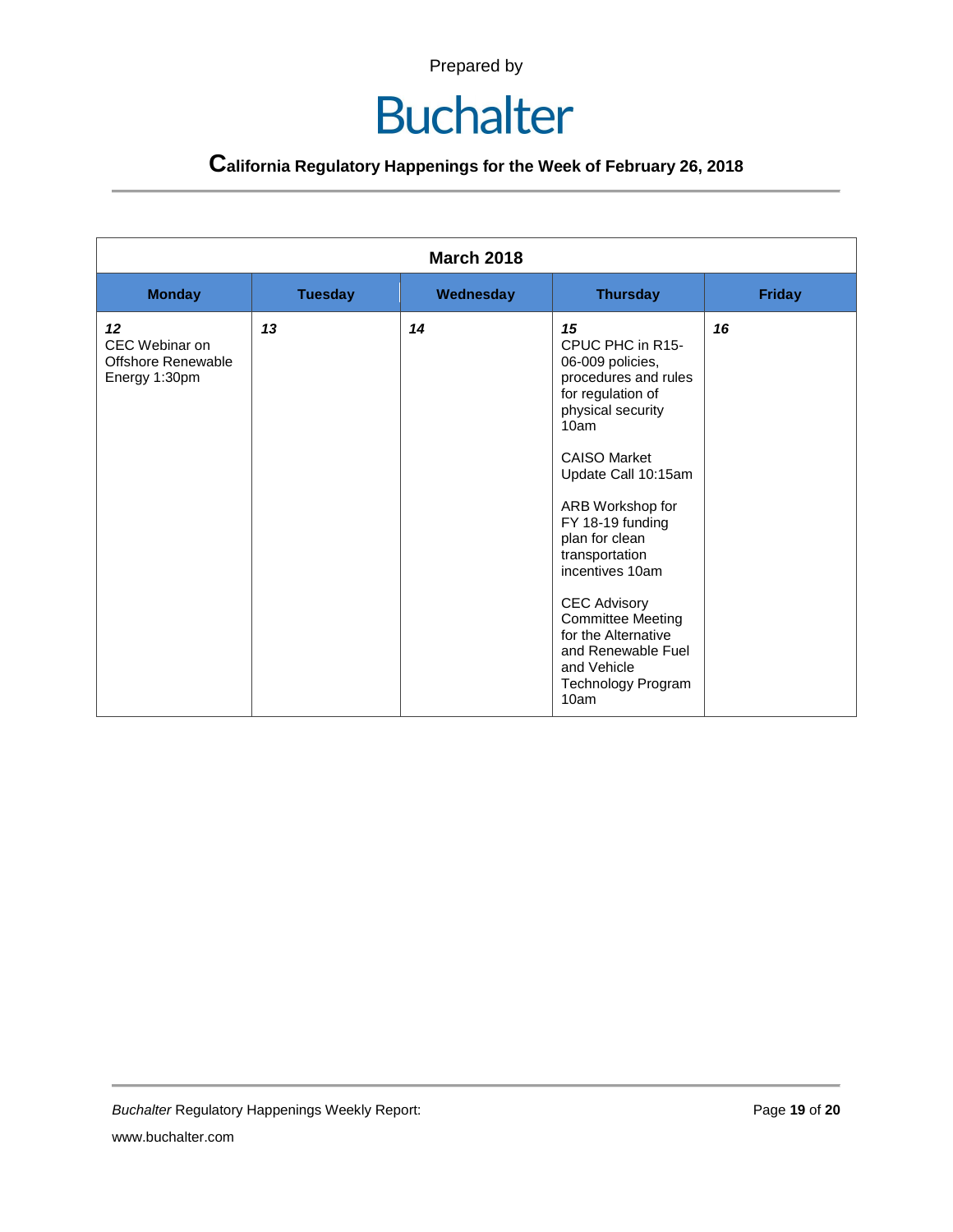Prepared by

Buchalter

**California Regulatory Happenings for the Week of February 26, 2018**

| March 2018 | | | | |
|---|---|---|---|---|
| **Monday** | **Tuesday** | **Wednesday** | **Thursday** | **Friday** |
| ***12*** CEC Webinar on Offshore Renewable Energy 1:30pm | ***13*** | ***14*** | ***15*** CPUC PHC in R15-06-009 policies, procedures and rules for regulation of physical security 10am<br><br>CAISO Market Update Call 10:15am<br><br>ARB Workshop for FY 18-19 funding plan for clean transportation incentives 10am<br><br>CEC Advisory Committee Meeting for the Alternative and Renewable Fuel and Vehicle Technology Program 10am | ***16*** |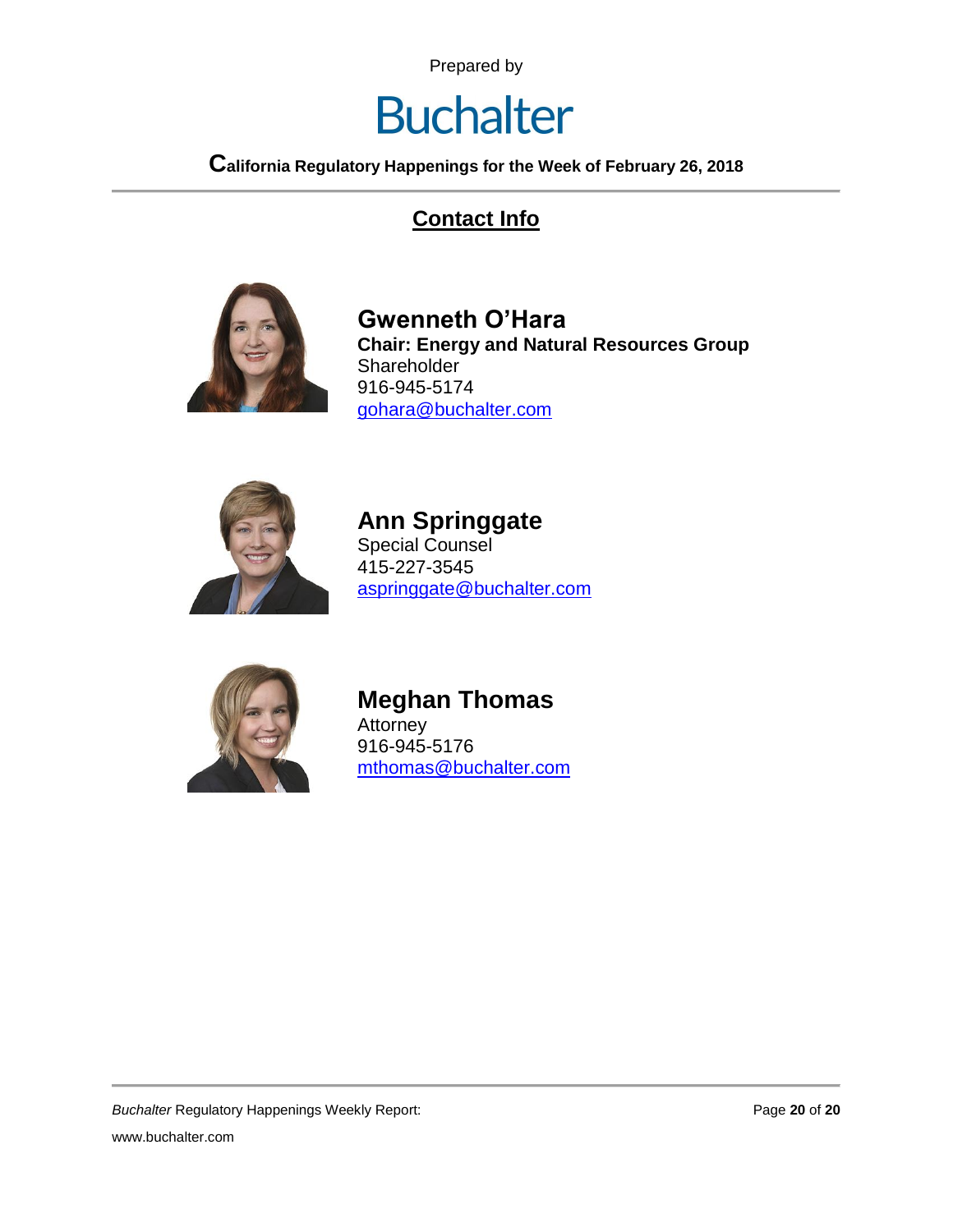Prepared by

# Buchalter

**California Regulatory Happenings for the Week of February 26, 2018**

## Contact Info

### Gwenneth O'Hara

**Chair: Energy and Natural Resources Group**
Shareholder
916-945-5174
gohara@buchalter.com

### Ann Springgate

Special Counsel
415-227-3545
aspringgate@buchalter.com

### Meghan Thomas

Attorney
916-945-5176
mthomas@buchalter.com